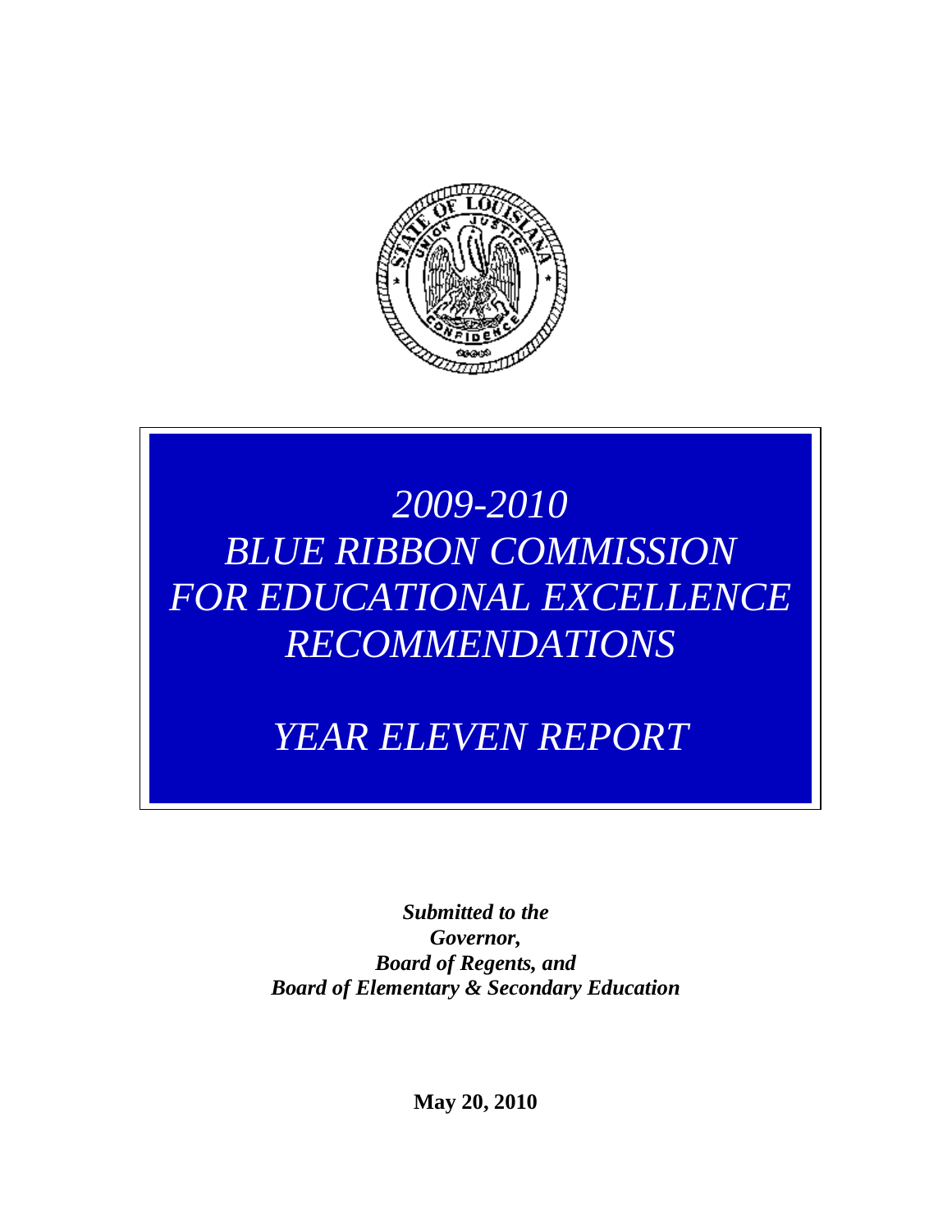# *2009-2010*
# *BLUE RIBBON COMMISSION FOR EDUCATIONAL EXCELLENCE RECOMMENDATIONS*

## *YEAR ELEVEN REPORT*

***Submitted to the***
***Governor,***
***Board of Regents, and***
***Board of Elementary & Secondary Education***

**May 20, 2010**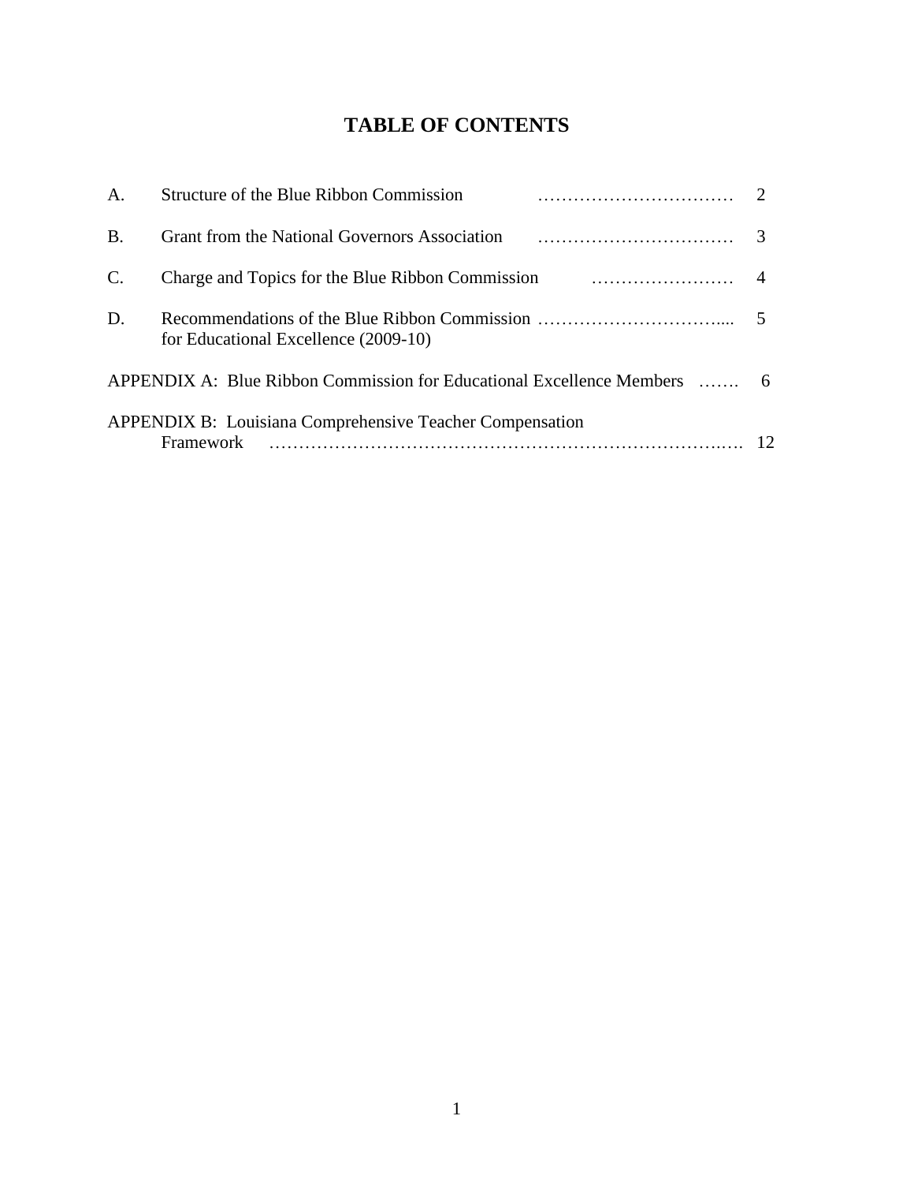# TABLE OF CONTENTS

| | | |
|---|---|---|
| A. | Structure of the Blue Ribbon Commission | 2 |
| B. | Grant from the National Governors Association | 3 |
| C. | Charge and Topics for the Blue Ribbon Commission | 4 |
| D. | Recommendations of the Blue Ribbon Commission for Educational Excellence (2009-10) | 5 |
| APPENDIX A: | Blue Ribbon Commission for Educational Excellence Members | 6 |
| APPENDIX B: | Louisiana Comprehensive Teacher Compensation Framework | 12 |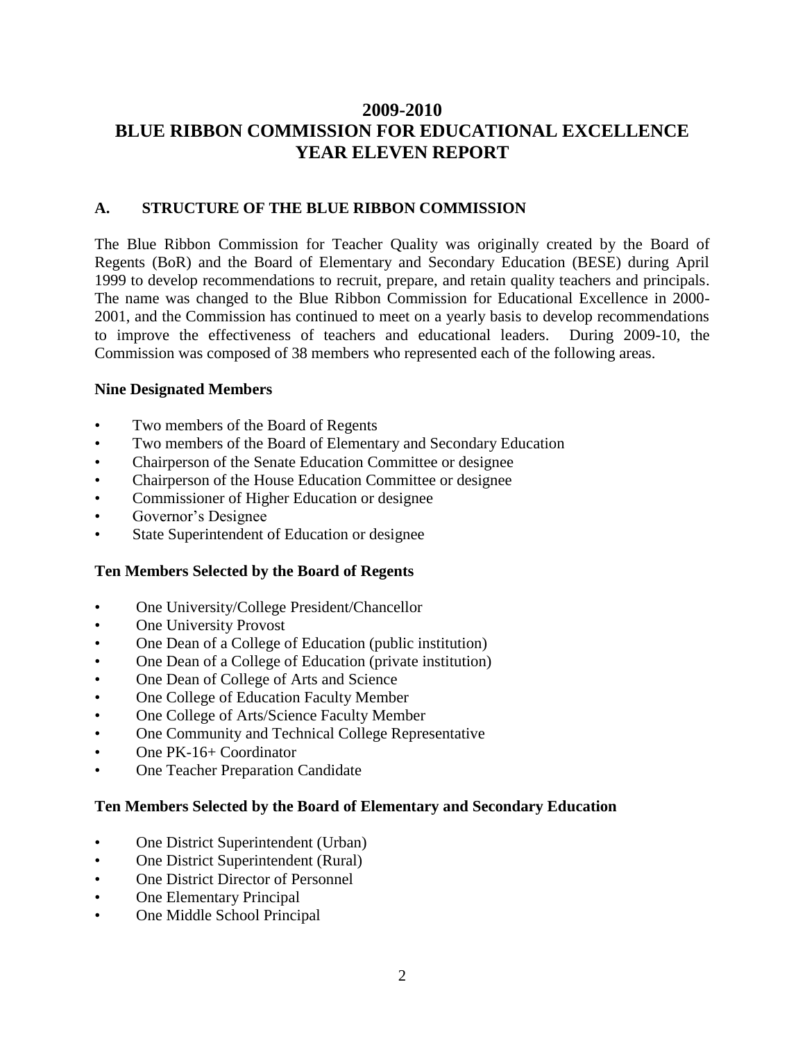# 2009-2010
# BLUE RIBBON COMMISSION FOR EDUCATIONAL EXCELLENCE
# YEAR ELEVEN REPORT

## A. STRUCTURE OF THE BLUE RIBBON COMMISSION

The Blue Ribbon Commission for Teacher Quality was originally created by the Board of Regents (BoR) and the Board of Elementary and Secondary Education (BESE) during April 1999 to develop recommendations to recruit, prepare, and retain quality teachers and principals. The name was changed to the Blue Ribbon Commission for Educational Excellence in 2000-2001, and the Commission has continued to meet on a yearly basis to develop recommendations to improve the effectiveness of teachers and educational leaders. During 2009-10, the Commission was composed of 38 members who represented each of the following areas.

### Nine Designated Members

- Two members of the Board of Regents
- Two members of the Board of Elementary and Secondary Education
- Chairperson of the Senate Education Committee or designee
- Chairperson of the House Education Committee or designee
- Commissioner of Higher Education or designee
- Governor's Designee
- State Superintendent of Education or designee

### Ten Members Selected by the Board of Regents

- One University/College President/Chancellor
- One University Provost
- One Dean of a College of Education (public institution)
- One Dean of a College of Education (private institution)
- One Dean of College of Arts and Science
- One College of Education Faculty Member
- One College of Arts/Science Faculty Member
- One Community and Technical College Representative
- One PK-16+ Coordinator
- One Teacher Preparation Candidate

### Ten Members Selected by the Board of Elementary and Secondary Education

- One District Superintendent (Urban)
- One District Superintendent (Rural)
- One District Director of Personnel
- One Elementary Principal
- One Middle School Principal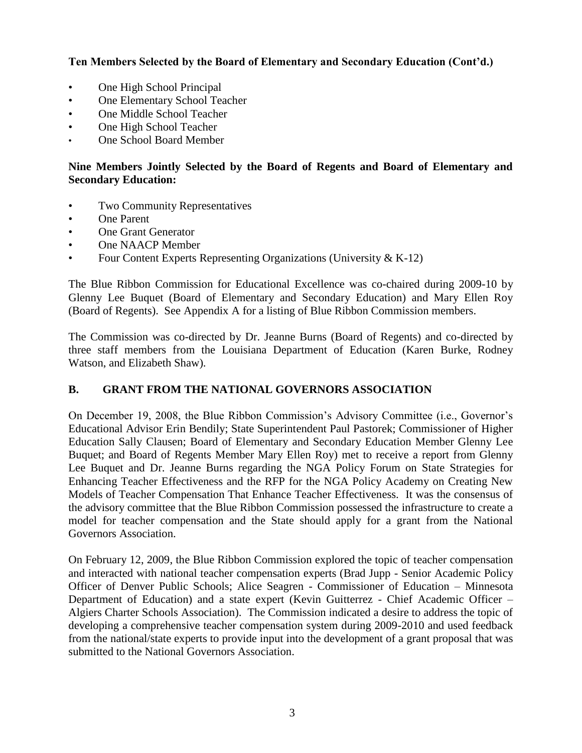**Ten Members Selected by the Board of Elementary and Secondary Education (Cont'd.)**

- One High School Principal
- One Elementary School Teacher
- One Middle School Teacher
- One High School Teacher
- One School Board Member

**Nine Members Jointly Selected by the Board of Regents and Board of Elementary and Secondary Education:**

- Two Community Representatives
- One Parent
- One Grant Generator
- One NAACP Member
- Four Content Experts Representing Organizations (University & K-12)

The Blue Ribbon Commission for Educational Excellence was co-chaired during 2009-10 by Glenny Lee Buquet (Board of Elementary and Secondary Education) and Mary Ellen Roy (Board of Regents). See Appendix A for a listing of Blue Ribbon Commission members.

The Commission was co-directed by Dr. Jeanne Burns (Board of Regents) and co-directed by three staff members from the Louisiana Department of Education (Karen Burke, Rodney Watson, and Elizabeth Shaw).

## B. GRANT FROM THE NATIONAL GOVERNORS ASSOCIATION

On December 19, 2008, the Blue Ribbon Commission's Advisory Committee (i.e., Governor's Educational Advisor Erin Bendily; State Superintendent Paul Pastorek; Commissioner of Higher Education Sally Clausen; Board of Elementary and Secondary Education Member Glenny Lee Buquet; and Board of Regents Member Mary Ellen Roy) met to receive a report from Glenny Lee Buquet and Dr. Jeanne Burns regarding the NGA Policy Forum on State Strategies for Enhancing Teacher Effectiveness and the RFP for the NGA Policy Academy on Creating New Models of Teacher Compensation That Enhance Teacher Effectiveness. It was the consensus of the advisory committee that the Blue Ribbon Commission possessed the infrastructure to create a model for teacher compensation and the State should apply for a grant from the National Governors Association.

On February 12, 2009, the Blue Ribbon Commission explored the topic of teacher compensation and interacted with national teacher compensation experts (Brad Jupp - Senior Academic Policy Officer of Denver Public Schools; Alice Seagren - Commissioner of Education – Minnesota Department of Education) and a state expert (Kevin Guitterrez - Chief Academic Officer – Algiers Charter Schools Association). The Commission indicated a desire to address the topic of developing a comprehensive teacher compensation system during 2009-2010 and used feedback from the national/state experts to provide input into the development of a grant proposal that was submitted to the National Governors Association.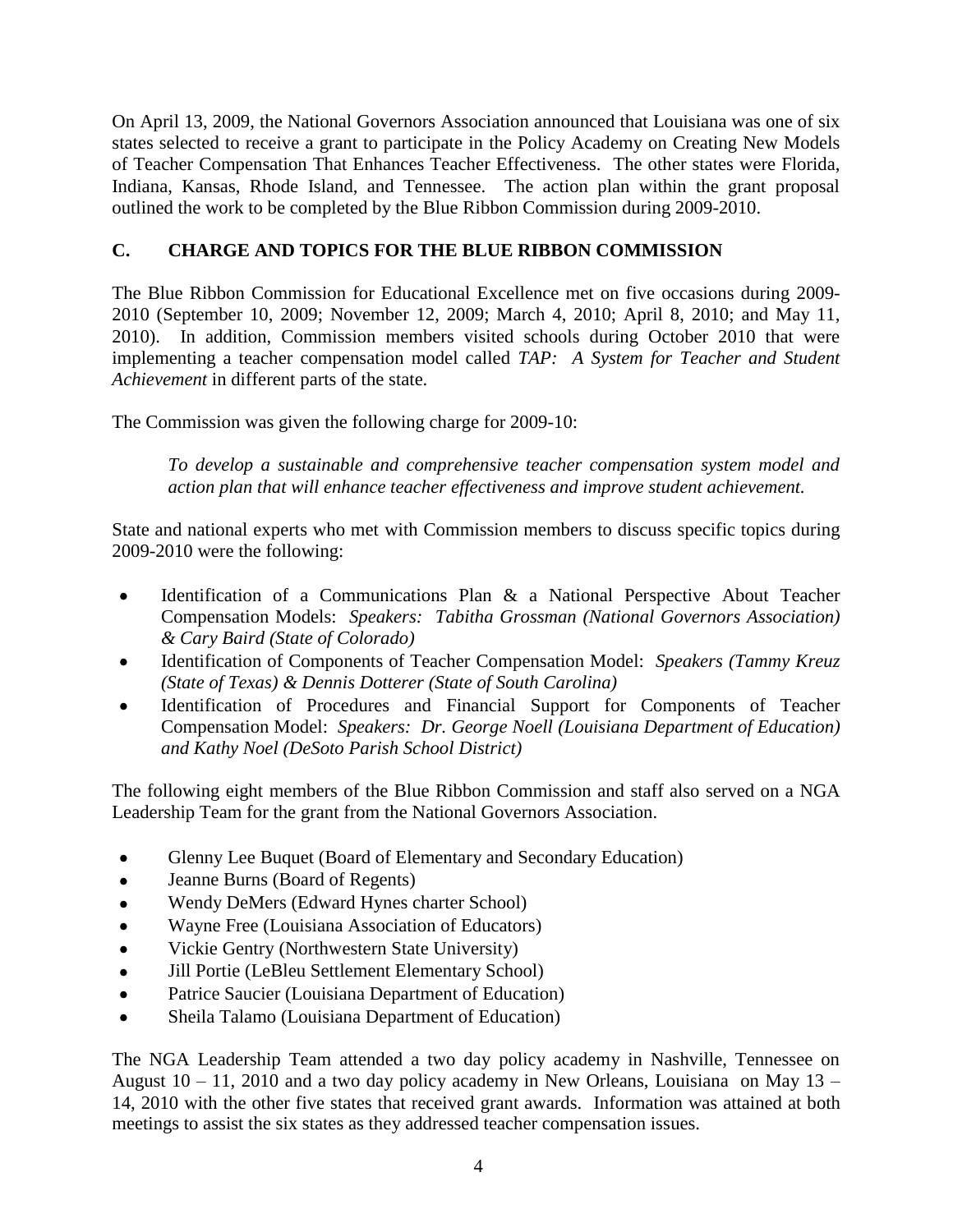On April 13, 2009, the National Governors Association announced that Louisiana was one of six states selected to receive a grant to participate in the Policy Academy on Creating New Models of Teacher Compensation That Enhances Teacher Effectiveness. The other states were Florida, Indiana, Kansas, Rhode Island, and Tennessee. The action plan within the grant proposal outlined the work to be completed by the Blue Ribbon Commission during 2009-2010.

## C. CHARGE AND TOPICS FOR THE BLUE RIBBON COMMISSION

The Blue Ribbon Commission for Educational Excellence met on five occasions during 2009-2010 (September 10, 2009; November 12, 2009; March 4, 2010; April 8, 2010; and May 11, 2010). In addition, Commission members visited schools during October 2010 that were implementing a teacher compensation model called *TAP: A System for Teacher and Student Achievement* in different parts of the state.

The Commission was given the following charge for 2009-10:

> *To develop a sustainable and comprehensive teacher compensation system model and action plan that will enhance teacher effectiveness and improve student achievement.*

State and national experts who met with Commission members to discuss specific topics during 2009-2010 were the following:

- Identification of a Communications Plan & a National Perspective About Teacher Compensation Models: *Speakers: Tabitha Grossman (National Governors Association) & Cary Baird (State of Colorado)*
- Identification of Components of Teacher Compensation Model: *Speakers (Tammy Kreuz (State of Texas) & Dennis Dotterer (State of South Carolina)*
- Identification of Procedures and Financial Support for Components of Teacher Compensation Model: *Speakers: Dr. George Noell (Louisiana Department of Education) and Kathy Noel (DeSoto Parish School District)*

The following eight members of the Blue Ribbon Commission and staff also served on a NGA Leadership Team for the grant from the National Governors Association.

- Glenny Lee Buquet (Board of Elementary and Secondary Education)
- Jeanne Burns (Board of Regents)
- Wendy DeMers (Edward Hynes charter School)
- Wayne Free (Louisiana Association of Educators)
- Vickie Gentry (Northwestern State University)
- Jill Portie (LeBleu Settlement Elementary School)
- Patrice Saucier (Louisiana Department of Education)
- Sheila Talamo (Louisiana Department of Education)

The NGA Leadership Team attended a two day policy academy in Nashville, Tennessee on August 10 – 11, 2010 and a two day policy academy in New Orleans, Louisiana on May 13 – 14, 2010 with the other five states that received grant awards. Information was attained at both meetings to assist the six states as they addressed teacher compensation issues.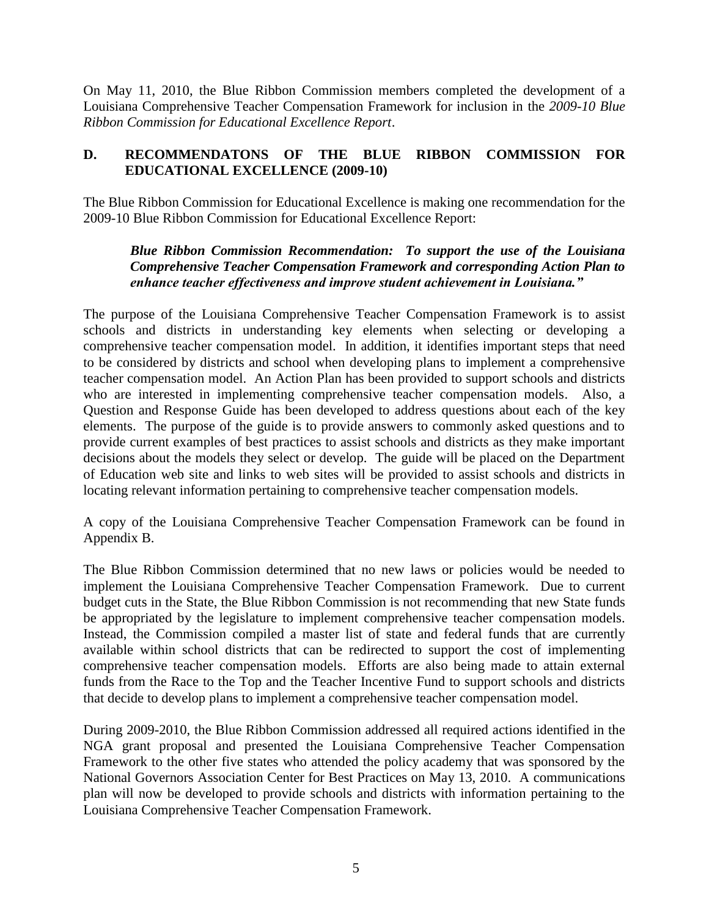On May 11, 2010, the Blue Ribbon Commission members completed the development of a Louisiana Comprehensive Teacher Compensation Framework for inclusion in the *2009-10 Blue Ribbon Commission for Educational Excellence Report*.

## D. RECOMMENDATONS OF THE BLUE RIBBON COMMISSION FOR EDUCATIONAL EXCELLENCE (2009-10)

The Blue Ribbon Commission for Educational Excellence is making one recommendation for the 2009-10 Blue Ribbon Commission for Educational Excellence Report:

> ***Blue Ribbon Commission Recommendation: To support the use of the Louisiana Comprehensive Teacher Compensation Framework and corresponding Action Plan to enhance teacher effectiveness and improve student achievement in Louisiana."***

The purpose of the Louisiana Comprehensive Teacher Compensation Framework is to assist schools and districts in understanding key elements when selecting or developing a comprehensive teacher compensation model. In addition, it identifies important steps that need to be considered by districts and school when developing plans to implement a comprehensive teacher compensation model. An Action Plan has been provided to support schools and districts who are interested in implementing comprehensive teacher compensation models. Also, a Question and Response Guide has been developed to address questions about each of the key elements. The purpose of the guide is to provide answers to commonly asked questions and to provide current examples of best practices to assist schools and districts as they make important decisions about the models they select or develop. The guide will be placed on the Department of Education web site and links to web sites will be provided to assist schools and districts in locating relevant information pertaining to comprehensive teacher compensation models.

A copy of the Louisiana Comprehensive Teacher Compensation Framework can be found in Appendix B.

The Blue Ribbon Commission determined that no new laws or policies would be needed to implement the Louisiana Comprehensive Teacher Compensation Framework. Due to current budget cuts in the State, the Blue Ribbon Commission is not recommending that new State funds be appropriated by the legislature to implement comprehensive teacher compensation models. Instead, the Commission compiled a master list of state and federal funds that are currently available within school districts that can be redirected to support the cost of implementing comprehensive teacher compensation models. Efforts are also being made to attain external funds from the Race to the Top and the Teacher Incentive Fund to support schools and districts that decide to develop plans to implement a comprehensive teacher compensation model.

During 2009-2010, the Blue Ribbon Commission addressed all required actions identified in the NGA grant proposal and presented the Louisiana Comprehensive Teacher Compensation Framework to the other five states who attended the policy academy that was sponsored by the National Governors Association Center for Best Practices on May 13, 2010. A communications plan will now be developed to provide schools and districts with information pertaining to the Louisiana Comprehensive Teacher Compensation Framework.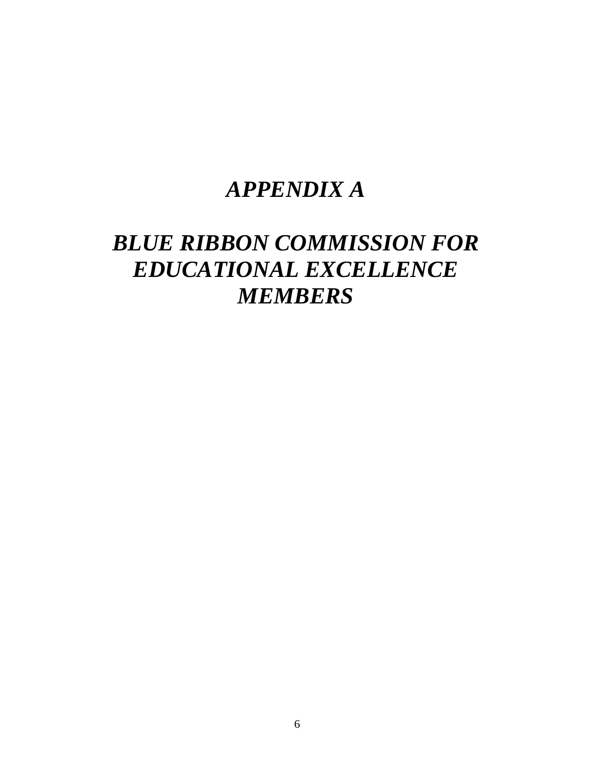# *APPENDIX A*

# *BLUE RIBBON COMMISSION FOR EDUCATIONAL EXCELLENCE MEMBERS*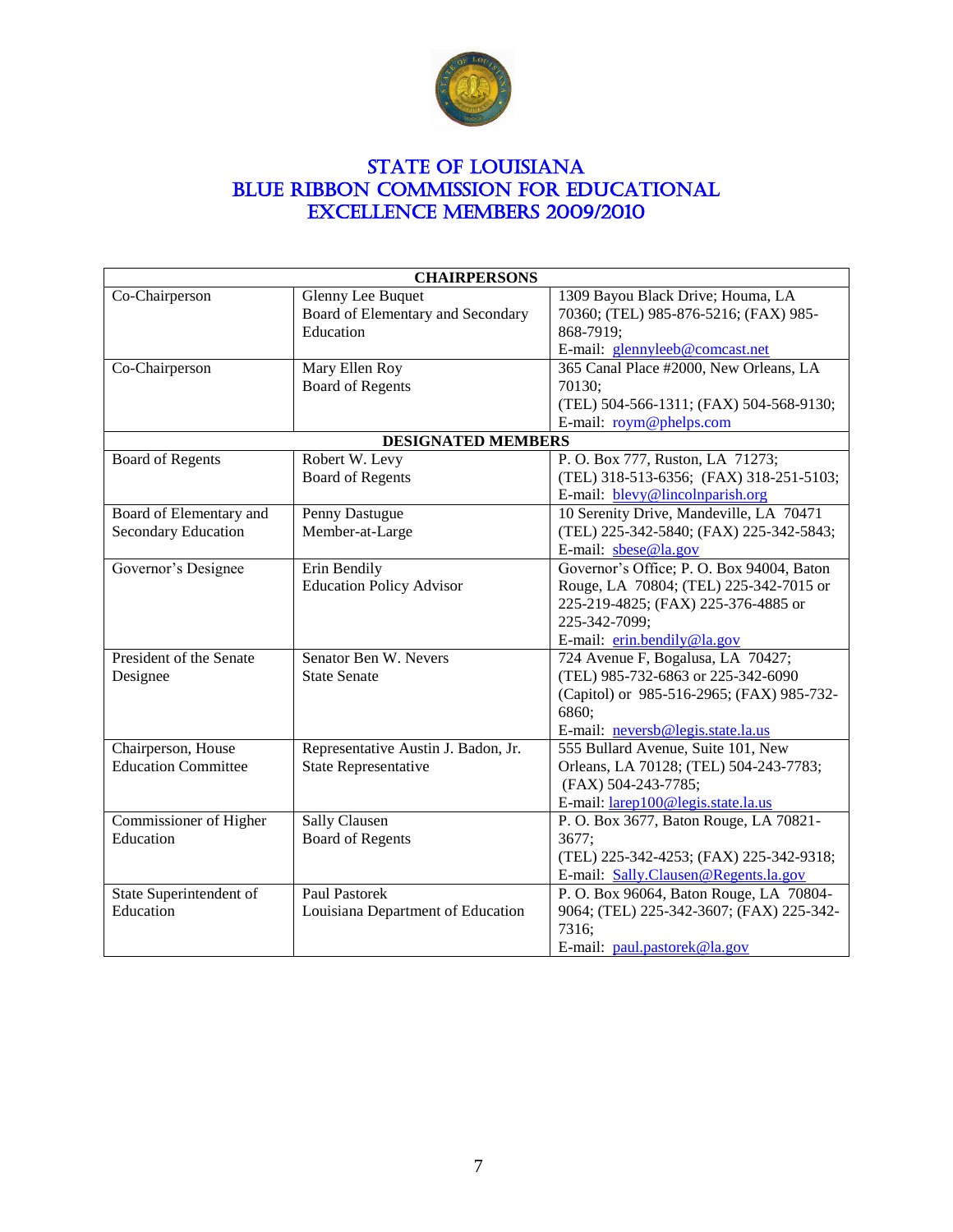# STATE OF LOUISIANA
# BLUE RIBBON COMMISSION FOR EDUCATIONAL EXCELLENCE MEMBERS 2009/2010

| CHAIRPERSONS | | |
|---|---|---|
| Co-Chairperson | Glenny Lee Buquet<br>Board of Elementary and Secondary Education | 1309 Bayou Black Drive; Houma, LA 70360; (TEL) 985-876-5216; (FAX) 985-868-7919;<br>E-mail: glennyleeb@comcast.net |
| Co-Chairperson | Mary Ellen Roy<br>Board of Regents | 365 Canal Place #2000, New Orleans, LA 70130;<br>(TEL) 504-566-1311; (FAX) 504-568-9130;<br>E-mail: roym@phelps.com |
| **DESIGNATED MEMBERS** | | |
| Board of Regents | Robert W. Levy<br>Board of Regents | P. O. Box 777, Ruston, LA 71273;<br>(TEL) 318-513-6356; (FAX) 318-251-5103;<br>E-mail: blevy@lincolnparish.org |
| Board of Elementary and Secondary Education | Penny Dastugue<br>Member-at-Large | 10 Serenity Drive, Mandeville, LA 70471<br>(TEL) 225-342-5840; (FAX) 225-342-5843;<br>E-mail: sbese@la.gov |
| Governor's Designee | Erin Bendily<br>Education Policy Advisor | Governor's Office; P. O. Box 94004, Baton Rouge, LA 70804; (TEL) 225-342-7015 or 225-219-4825; (FAX) 225-376-4885 or 225-342-7099;<br>E-mail: erin.bendily@la.gov |
| President of the Senate Designee | Senator Ben W. Nevers<br>State Senate | 724 Avenue F, Bogalusa, LA 70427;<br>(TEL) 985-732-6863 or 225-342-6090 (Capitol) or 985-516-2965; (FAX) 985-732-6860;<br>E-mail: neversb@legis.state.la.us |
| Chairperson, House Education Committee | Representative Austin J. Badon, Jr.<br>State Representative | 555 Bullard Avenue, Suite 101, New Orleans, LA 70128; (TEL) 504-243-7783; (FAX) 504-243-7785;<br>E-mail: larep100@legis.state.la.us |
| Commissioner of Higher Education | Sally Clausen<br>Board of Regents | P. O. Box 3677, Baton Rouge, LA 70821-3677;<br>(TEL) 225-342-4253; (FAX) 225-342-9318;<br>E-mail: Sally.Clausen@Regents.la.gov |
| State Superintendent of Education | Paul Pastorek<br>Louisiana Department of Education | P. O. Box 96064, Baton Rouge, LA 70804-9064; (TEL) 225-342-3607; (FAX) 225-342-7316;<br>E-mail: paul.pastorek@la.gov |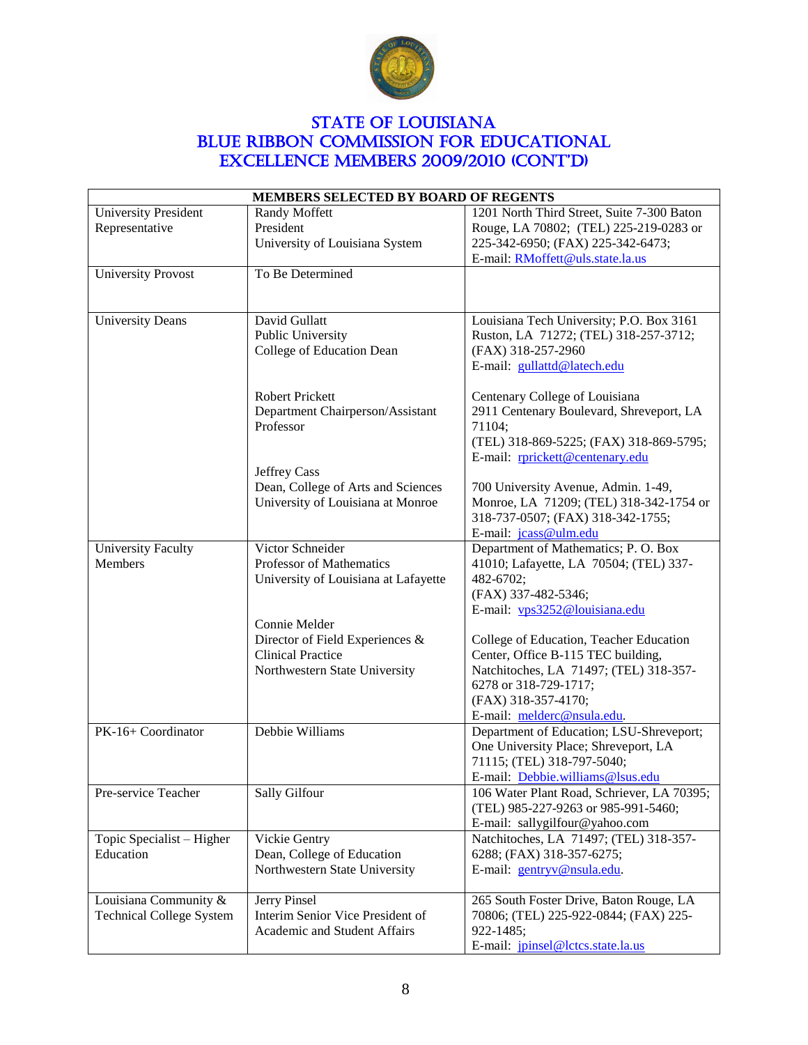# STATE OF LOUISIANA
# BLUE RIBBON COMMISSION FOR EDUCATIONAL EXCELLENCE MEMBERS 2009/2010 (CONT'D)

| MEMBERS SELECTED BY BOARD OF REGENTS | | |
|---|---|---|
| University President Representative | Randy Moffett<br>President<br>University of Louisiana System | 1201 North Third Street, Suite 7-300 Baton Rouge, LA 70802; (TEL) 225-219-0283 or 225-342-6950; (FAX) 225-342-6473;<br>E-mail: RMoffett@uls.state.la.us |
| University Provost | To Be Determined | |
| University Deans | David Gullatt<br>Public University<br>College of Education Dean<br><br>Robert Prickett<br>Department Chairperson/Assistant Professor<br><br>Jeffrey Cass<br>Dean, College of Arts and Sciences<br>University of Louisiana at Monroe | Louisiana Tech University; P.O. Box 3161 Ruston, LA 71272; (TEL) 318-257-3712; (FAX) 318-257-2960<br>E-mail: gullattd@latech.edu<br><br>Centenary College of Louisiana<br>2911 Centenary Boulevard, Shreveport, LA 71104;<br>(TEL) 318-869-5225; (FAX) 318-869-5795;<br>E-mail: rprickett@centenary.edu<br><br>700 University Avenue, Admin. 1-49, Monroe, LA 71209; (TEL) 318-342-1754 or 318-737-0507; (FAX) 318-342-1755;<br>E-mail: jcass@ulm.edu |
| University Faculty Members | Victor Schneider<br>Professor of Mathematics<br>University of Louisiana at Lafayette<br><br>Connie Melder<br>Director of Field Experiences & Clinical Practice<br>Northwestern State University | Department of Mathematics; P. O. Box 41010; Lafayette, LA 70504; (TEL) 337-482-6702;<br>(FAX) 337-482-5346;<br>E-mail: vps3252@louisiana.edu<br><br>College of Education, Teacher Education Center, Office B-115 TEC building, Natchitoches, LA 71497; (TEL) 318-357-6278 or 318-729-1717;<br>(FAX) 318-357-4170;<br>E-mail: melderc@nsula.edu. |
| PK-16+ Coordinator | Debbie Williams | Department of Education; LSU-Shreveport; One University Place; Shreveport, LA 71115; (TEL) 318-797-5040;<br>E-mail: Debbie.williams@lsus.edu |
| Pre-service Teacher | Sally Gilfour | 106 Water Plant Road, Schriever, LA 70395; (TEL) 985-227-9263 or 985-991-5460;<br>E-mail: sallygilfour@yahoo.com |
| Topic Specialist – Higher Education | Vickie Gentry<br>Dean, College of Education<br>Northwestern State University | Natchitoches, LA 71497; (TEL) 318-357-6288; (FAX) 318-357-6275;<br>E-mail: gentryv@nsula.edu. |
| Louisiana Community & Technical College System | Jerry Pinsel<br>Interim Senior Vice President of Academic and Student Affairs | 265 South Foster Drive, Baton Rouge, LA 70806; (TEL) 225-922-0844; (FAX) 225-922-1485;<br>E-mail: jpinsel@lctcs.state.la.us |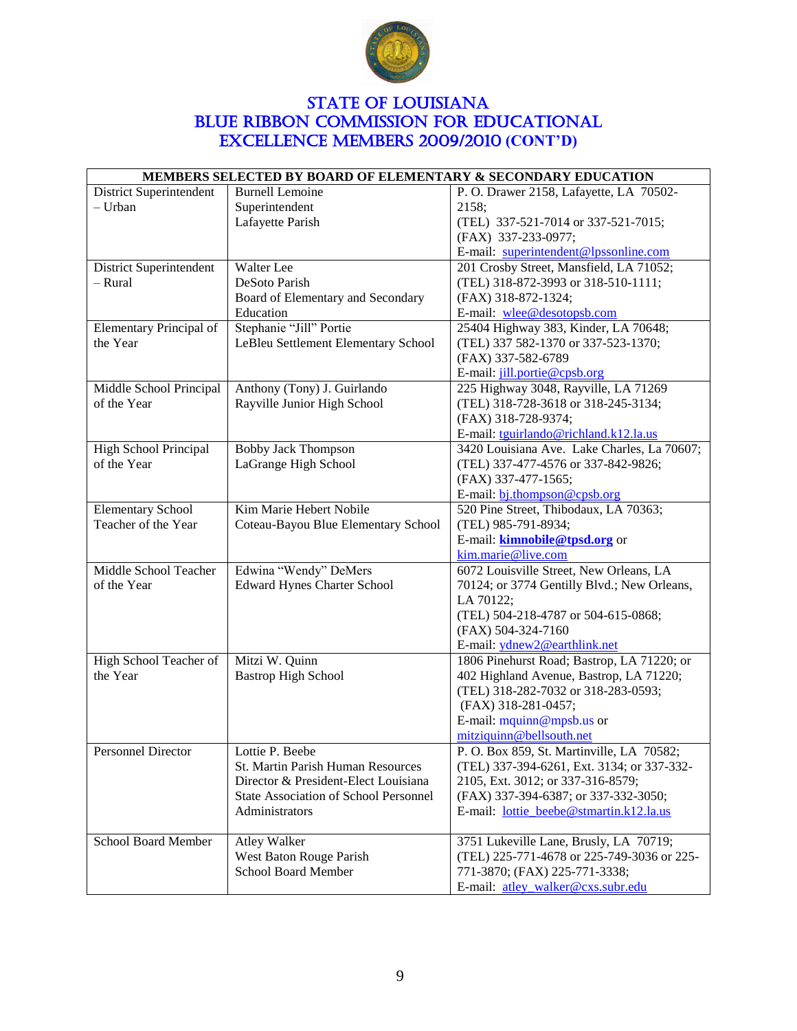# STATE OF LOUISIANA
# BLUE RIBBON COMMISSION FOR EDUCATIONAL EXCELLENCE MEMBERS 2009/2010 (CONT'D)

| MEMBERS SELECTED BY BOARD OF ELEMENTARY & SECONDARY EDUCATION | | |
|---|---|---|
| District Superintendent – Urban | Burnell Lemoine<br>Superintendent<br>Lafayette Parish | P. O. Drawer 2158, Lafayette, LA 70502-2158;<br>(TEL) 337-521-7014 or 337-521-7015;<br>(FAX) 337-233-0977;<br>E-mail: superintendent@lpssonline.com |
| District Superintendent – Rural | Walter Lee<br>DeSoto Parish<br>Board of Elementary and Secondary Education | 201 Crosby Street, Mansfield, LA 71052;<br>(TEL) 318-872-3993 or 318-510-1111;<br>(FAX) 318-872-1324;<br>E-mail: wlee@desotopsb.com |
| Elementary Principal of the Year | Stephanie "Jill" Portie<br>LeBleu Settlement Elementary School | 25404 Highway 383, Kinder, LA 70648;<br>(TEL) 337 582-1370 or 337-523-1370;<br>(FAX) 337-582-6789<br>E-mail: jill.portie@cpsb.org |
| Middle School Principal of the Year | Anthony (Tony) J. Guirlando<br>Rayville Junior High School | 225 Highway 3048, Rayville, LA 71269<br>(TEL) 318-728-3618 or 318-245-3134;<br>(FAX) 318-728-9374;<br>E-mail: tguirlando@richland.k12.la.us |
| High School Principal of the Year | Bobby Jack Thompson<br>LaGrange High School | 3420 Louisiana Ave. Lake Charles, La 70607;<br>(TEL) 337-477-4576 or 337-842-9826;<br>(FAX) 337-477-1565;<br>E-mail: bj.thompson@cpsb.org |
| Elementary School Teacher of the Year | Kim Marie Hebert Nobile<br>Coteau-Bayou Blue Elementary School | 520 Pine Street, Thibodaux, LA 70363;<br>(TEL) 985-791-8934;<br>E-mail: **kimnobile@tpsd.org** or kim.marie@live.com |
| Middle School Teacher of the Year | Edwina "Wendy" DeMers<br>Edward Hynes Charter School | 6072 Louisville Street, New Orleans, LA 70124; or 3774 Gentilly Blvd.; New Orleans, LA 70122;<br>(TEL) 504-218-4787 or 504-615-0868;<br>(FAX) 504-324-7160<br>E-mail: ydnew2@earthlink.net |
| High School Teacher of the Year | Mitzi W. Quinn<br>Bastrop High School | 1806 Pinehurst Road; Bastrop, LA 71220; or 402 Highland Avenue, Bastrop, LA 71220;<br>(TEL) 318-282-7032 or 318-283-0593;<br>(FAX) 318-281-0457;<br>E-mail: mquinn@mpsb.us or mitziquinn@bellsouth.net |
| Personnel Director | Lottie P. Beebe<br>St. Martin Parish Human Resources Director & President-Elect Louisiana State Association of School Personnel Administrators | P. O. Box 859, St. Martinville, LA 70582;<br>(TEL) 337-394-6261, Ext. 3134; or 337-332-2105, Ext. 3012; or 337-316-8579;<br>(FAX) 337-394-6387; or 337-332-3050;<br>E-mail: lottie_beebe@stmartin.k12.la.us |
| School Board Member | Atley Walker<br>West Baton Rouge Parish School Board Member | 3751 Lukeville Lane, Brusly, LA 70719;<br>(TEL) 225-771-4678 or 225-749-3036 or 225-771-3870; (FAX) 225-771-3338;<br>E-mail: atley_walker@cxs.subr.edu |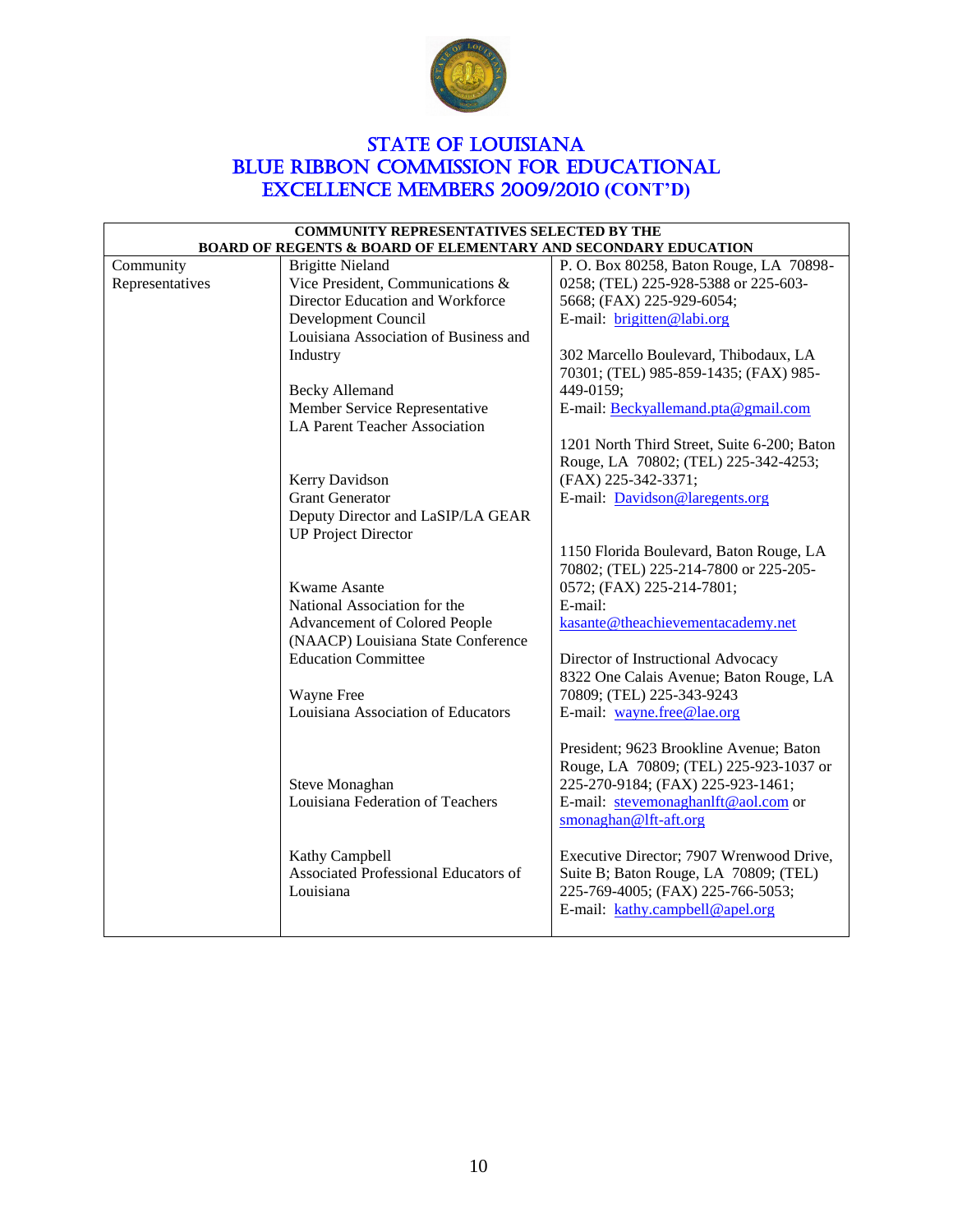# STATE OF LOUISIANA
# BLUE RIBBON COMMISSION FOR EDUCATIONAL EXCELLENCE MEMBERS 2009/2010 (CONT'D)

| COMMUNITY REPRESENTATIVES SELECTED BY THE BOARD OF REGENTS & BOARD OF ELEMENTARY AND SECONDARY EDUCATION | | |
|---|---|---|
| Community Representatives | Brigitte Nieland<br>Vice President, Communications & Director Education and Workforce Development Council<br>Louisiana Association of Business and Industry | P. O. Box 80258, Baton Rouge, LA 70898-0258; (TEL) 225-928-5388 or 225-603-5668; (FAX) 225-929-6054;<br>E-mail: brigitten@labi.org |
| | Becky Allemand<br>Member Service Representative<br>LA Parent Teacher Association | 302 Marcello Boulevard, Thibodaux, LA 70301; (TEL) 985-859-1435; (FAX) 985-449-0159;<br>E-mail: Beckyallemand.pta@gmail.com |
| | Kerry Davidson<br>Grant Generator<br>Deputy Director and LaSIP/LA GEAR UP Project Director | 1201 North Third Street, Suite 6-200; Baton Rouge, LA 70802; (TEL) 225-342-4253; (FAX) 225-342-3371;<br>E-mail: Davidson@laregents.org |
| | Kwame Asante<br>National Association for the Advancement of Colored People (NAACP) Louisiana State Conference Education Committee | 1150 Florida Boulevard, Baton Rouge, LA 70802; (TEL) 225-214-7800 or 225-205-0572; (FAX) 225-214-7801;<br>E-mail: kasante@theachievementacademy.net |
| | Wayne Free<br>Louisiana Association of Educators | Director of Instructional Advocacy<br>8322 One Calais Avenue; Baton Rouge, LA 70809; (TEL) 225-343-9243<br>E-mail: wayne.free@lae.org |
| | Steve Monaghan<br>Louisiana Federation of Teachers | President; 9623 Brookline Avenue; Baton Rouge, LA 70809; (TEL) 225-923-1037 or 225-270-9184; (FAX) 225-923-1461;<br>E-mail: stevemonaghanlft@aol.com or smonaghan@lft-aft.org |
| | Kathy Campbell<br>Associated Professional Educators of Louisiana | Executive Director; 7907 Wrenwood Drive, Suite B; Baton Rouge, LA 70809; (TEL) 225-769-4005; (FAX) 225-766-5053;<br>E-mail: kathy.campbell@apel.org |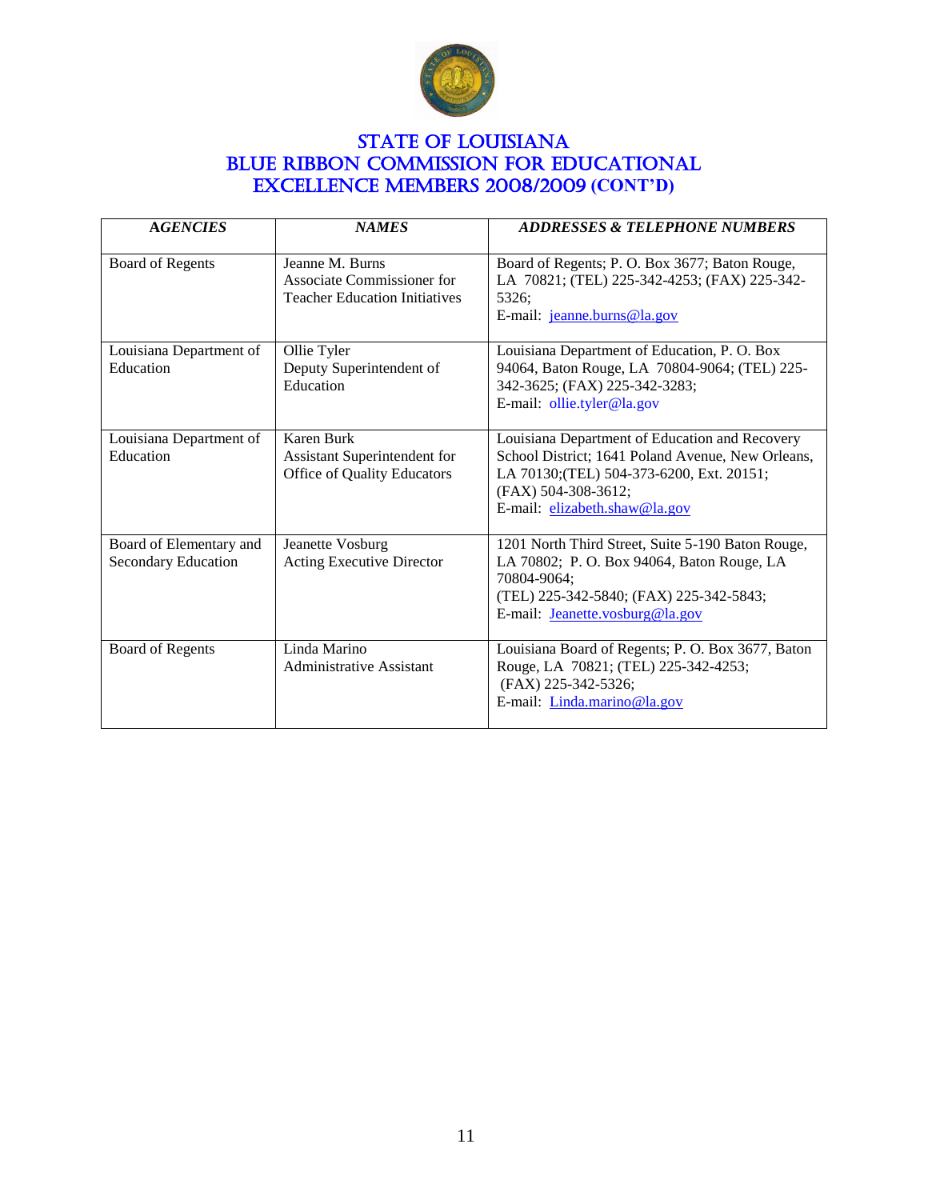# STATE OF LOUISIANA
# BLUE RIBBON COMMISSION FOR EDUCATIONAL EXCELLENCE MEMBERS 2008/2009 (CONT'D)

| *AGENCIES* | *NAMES* | *ADDRESSES & TELEPHONE NUMBERS* |
|---|---|---|
| Board of Regents | Jeanne M. Burns<br>Associate Commissioner for Teacher Education Initiatives | Board of Regents; P. O. Box 3677; Baton Rouge, LA 70821; (TEL) 225-342-4253; (FAX) 225-342-5326;<br>E-mail: jeanne.burns@la.gov |
| Louisiana Department of Education | Ollie Tyler<br>Deputy Superintendent of Education | Louisiana Department of Education, P. O. Box 94064, Baton Rouge, LA 70804-9064; (TEL) 225-342-3625; (FAX) 225-342-3283;<br>E-mail: ollie.tyler@la.gov |
| Louisiana Department of Education | Karen Burk<br>Assistant Superintendent for Office of Quality Educators | Louisiana Department of Education and Recovery School District; 1641 Poland Avenue, New Orleans, LA 70130;(TEL) 504-373-6200, Ext. 20151; (FAX) 504-308-3612;<br>E-mail: elizabeth.shaw@la.gov |
| Board of Elementary and Secondary Education | Jeanette Vosburg<br>Acting Executive Director | 1201 North Third Street, Suite 5-190 Baton Rouge, LA 70802; P. O. Box 94064, Baton Rouge, LA 70804-9064;<br>(TEL) 225-342-5840; (FAX) 225-342-5843;<br>E-mail: Jeanette.vosburg@la.gov |
| Board of Regents | Linda Marino<br>Administrative Assistant | Louisiana Board of Regents; P. O. Box 3677, Baton Rouge, LA 70821; (TEL) 225-342-4253;<br>(FAX) 225-342-5326;<br>E-mail: Linda.marino@la.gov |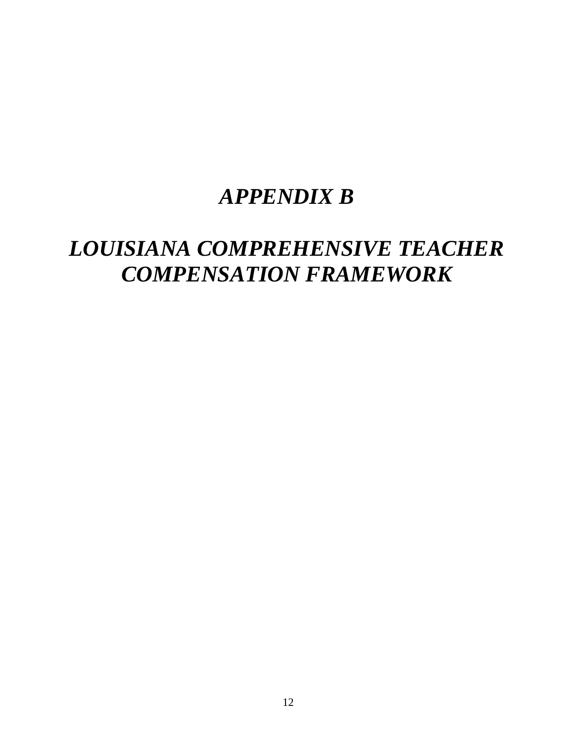# *APPENDIX B*

# *LOUISIANA COMPREHENSIVE TEACHER COMPENSATION FRAMEWORK*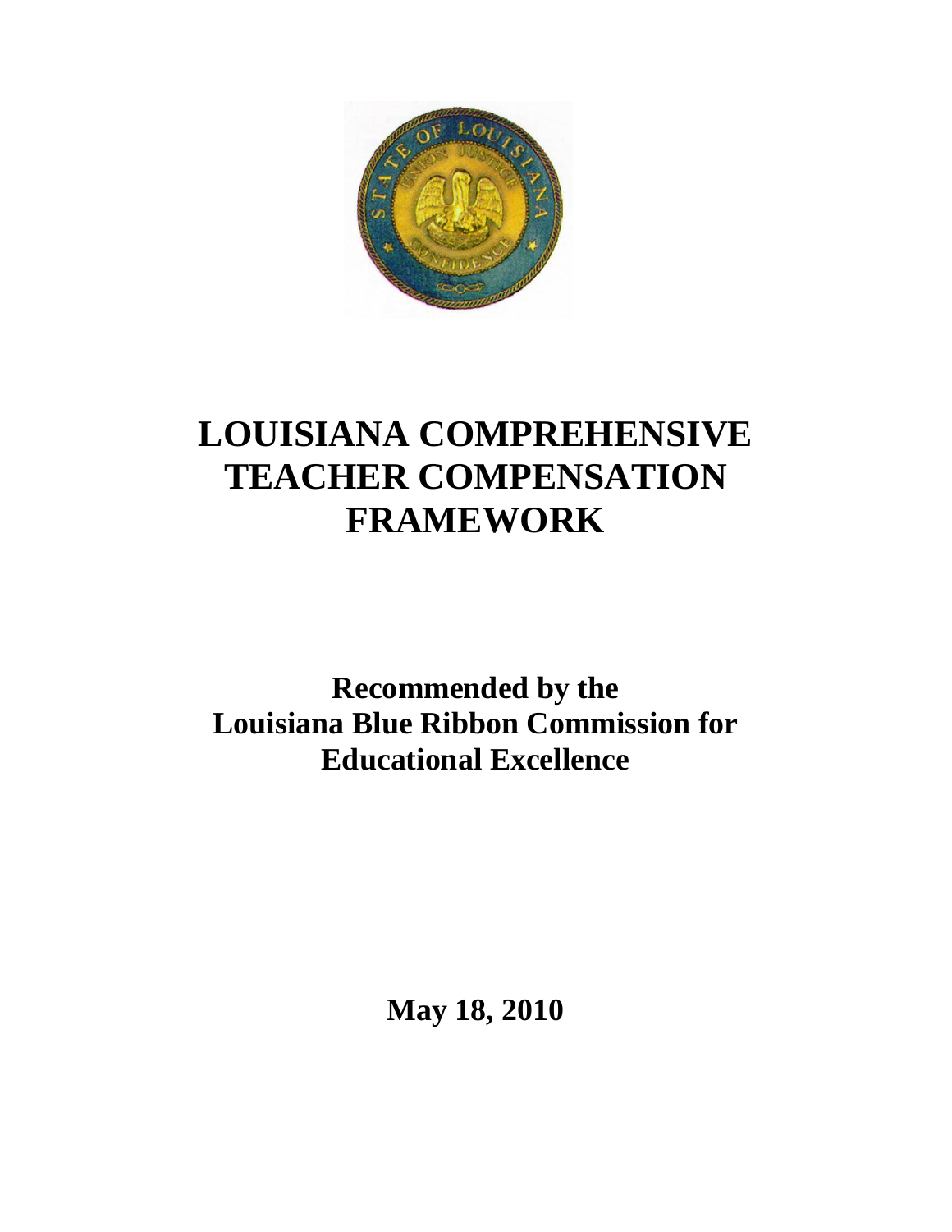# LOUISIANA COMPREHENSIVE TEACHER COMPENSATION FRAMEWORK

**Recommended by the Louisiana Blue Ribbon Commission for Educational Excellence**

**May 18, 2010**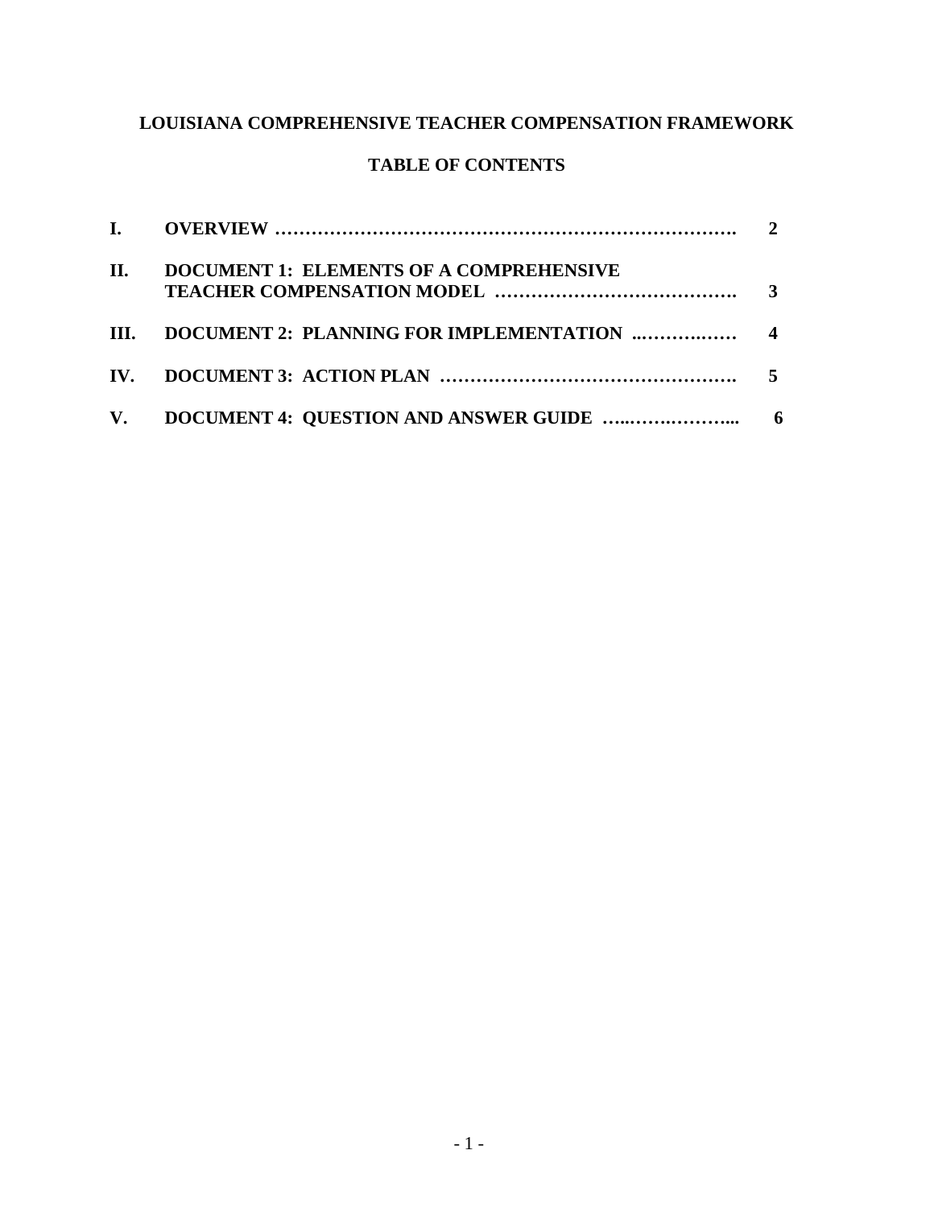# LOUISIANA COMPREHENSIVE TEACHER COMPENSATION FRAMEWORK

## TABLE OF CONTENTS

| | | |
|---|---|---|
| **I.** | **OVERVIEW ……………………………………………………………….** | **2** |
| **II.** | **DOCUMENT 1: ELEMENTS OF A COMPREHENSIVE TEACHER COMPENSATION MODEL ………………………………….** | **3** |
| **III.** | **DOCUMENT 2: PLANNING FOR IMPLEMENTATION ..………..……** | **4** |
| **IV.** | **DOCUMENT 3: ACTION PLAN ………………………………………….** | **5** |
| **V.** | **DOCUMENT 4: QUESTION AND ANSWER GUIDE …...…….………...** | **6** |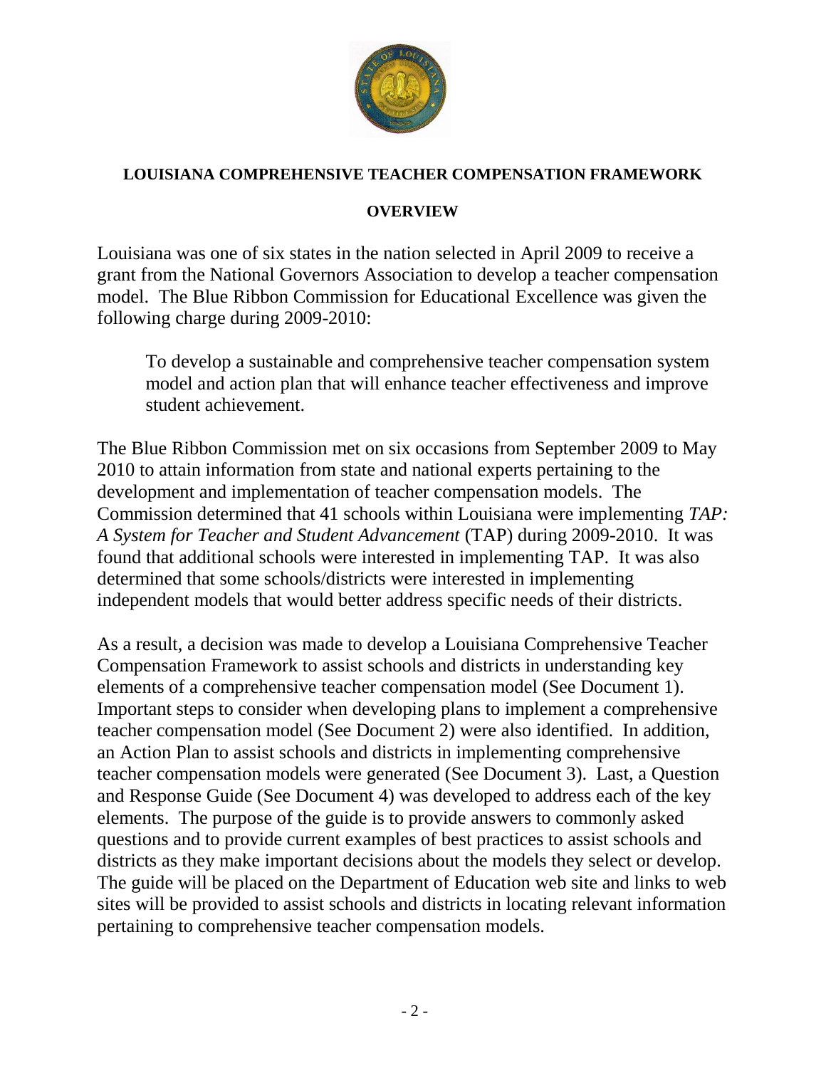**LOUISIANA COMPREHENSIVE TEACHER COMPENSATION FRAMEWORK**

**OVERVIEW**

Louisiana was one of six states in the nation selected in April 2009 to receive a grant from the National Governors Association to develop a teacher compensation model. The Blue Ribbon Commission for Educational Excellence was given the following charge during 2009-2010:

> To develop a sustainable and comprehensive teacher compensation system model and action plan that will enhance teacher effectiveness and improve student achievement.

The Blue Ribbon Commission met on six occasions from September 2009 to May 2010 to attain information from state and national experts pertaining to the development and implementation of teacher compensation models. The Commission determined that 41 schools within Louisiana were implementing *TAP: A System for Teacher and Student Advancement* (TAP) during 2009-2010. It was found that additional schools were interested in implementing TAP. It was also determined that some schools/districts were interested in implementing independent models that would better address specific needs of their districts.

As a result, a decision was made to develop a Louisiana Comprehensive Teacher Compensation Framework to assist schools and districts in understanding key elements of a comprehensive teacher compensation model (See Document 1). Important steps to consider when developing plans to implement a comprehensive teacher compensation model (See Document 2) were also identified. In addition, an Action Plan to assist schools and districts in implementing comprehensive teacher compensation models were generated (See Document 3). Last, a Question and Response Guide (See Document 4) was developed to address each of the key elements. The purpose of the guide is to provide answers to commonly asked questions and to provide current examples of best practices to assist schools and districts as they make important decisions about the models they select or develop. The guide will be placed on the Department of Education web site and links to web sites will be provided to assist schools and districts in locating relevant information pertaining to comprehensive teacher compensation models.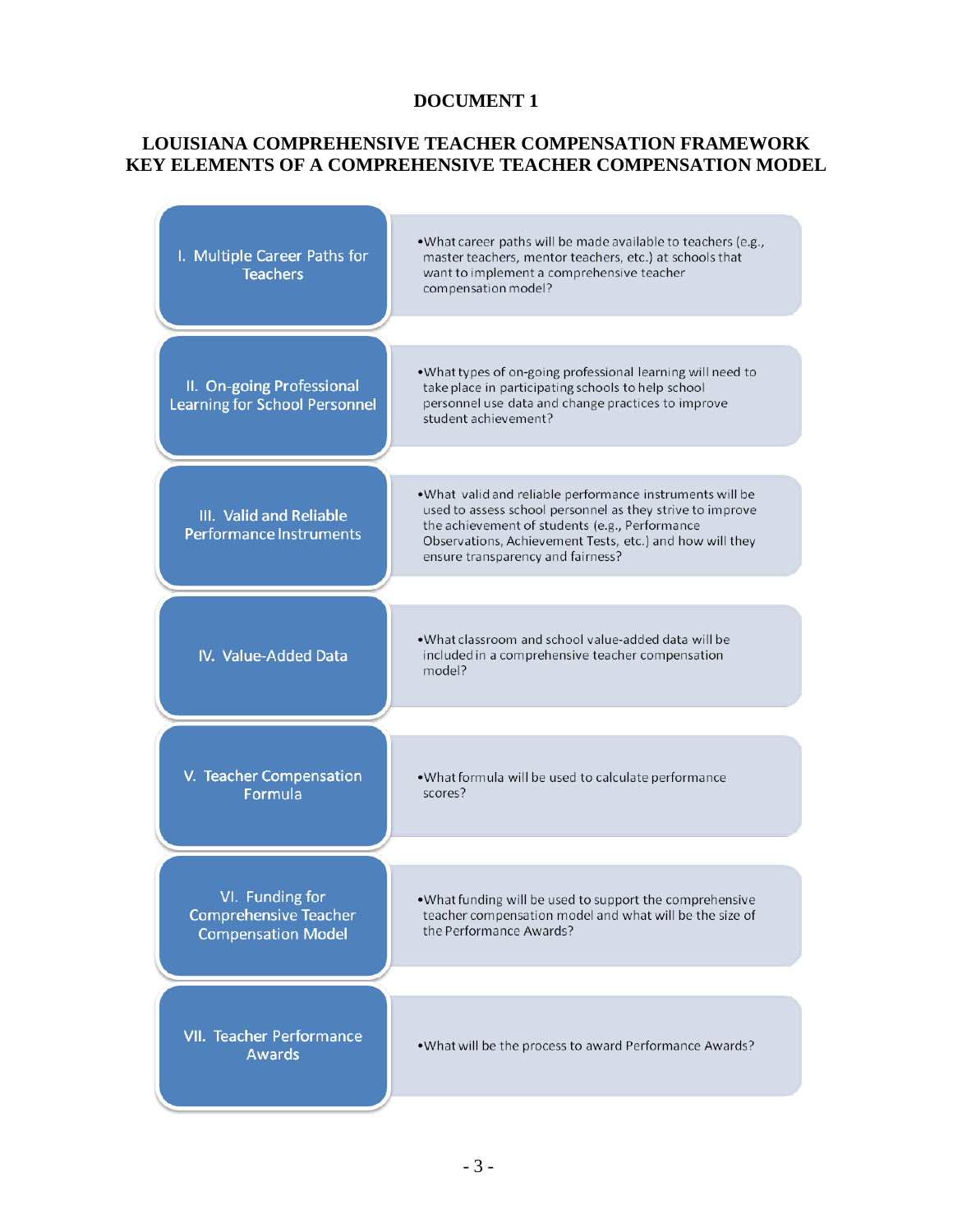# DOCUMENT 1

## LOUISIANA COMPREHENSIVE TEACHER COMPENSATION FRAMEWORK KEY ELEMENTS OF A COMPREHENSIVE TEACHER COMPENSATION MODEL

| Element | Question |
|---|---|
| I. Multiple Career Paths for Teachers | • What career paths will be made available to teachers (e.g., master teachers, mentor teachers, etc.) at schools that want to implement a comprehensive teacher compensation model? |
| II. On-going Professional Learning for School Personnel | • What types of on-going professional learning will need to take place in participating schools to help school personnel use data and change practices to improve student achievement? |
| III. Valid and Reliable Performance Instruments | • What valid and reliable performance instruments will be used to assess school personnel as they strive to improve the achievement of students (e.g., Performance Observations, Achievement Tests, etc.) and how will they ensure transparency and fairness? |
| IV. Value-Added Data | • What classroom and school value-added data will be included in a comprehensive teacher compensation model? |
| V. Teacher Compensation Formula | • What formula will be used to calculate performance scores? |
| VI. Funding for Comprehensive Teacher Compensation Model | • What funding will be used to support the comprehensive teacher compensation model and what will be the size of the Performance Awards? |
| VII. Teacher Performance Awards | • What will be the process to award Performance Awards? |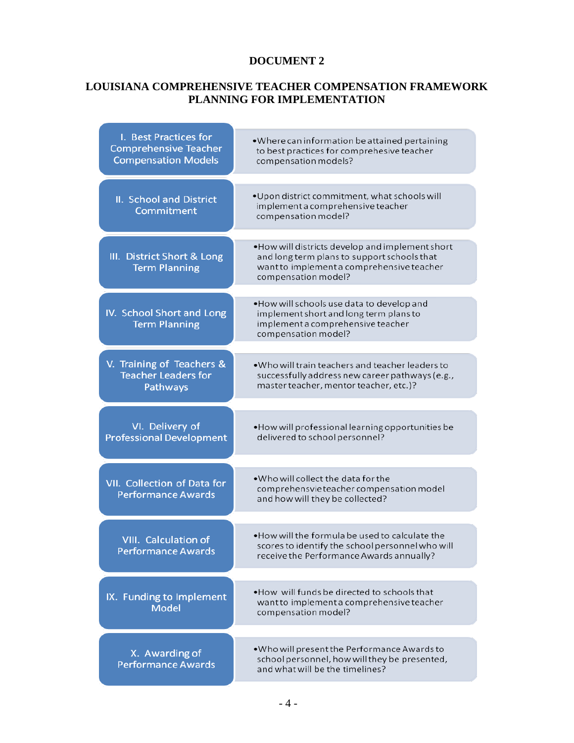# DOCUMENT 2

## LOUISIANA COMPREHENSIVE TEACHER COMPENSATION FRAMEWORK PLANNING FOR IMPLEMENTATION

| Component | Planning Question |
|---|---|
| I. Best Practices for Comprehensive Teacher Compensation Models | • Where can information be attained pertaining to best practices for comprehesive teacher compensation models? |
| II. School and District Commitment | • Upon district commitment, what schools will implement a comprehensive teacher compensation model? |
| III. District Short & Long Term Planning | • How will districts develop and implement short and long term plans to support schools that want to implement a comprehensive teacher compensation model? |
| IV. School Short and Long Term Planning | • How will schools use data to develop and implement short and long term plans to implement a comprehensive teacher compensation model? |
| V. Training of Teachers & Teacher Leaders for Pathways | • Who will train teachers and teacher leaders to successfully address new career pathways (e.g., master teacher, mentor teacher, etc.)? |
| VI. Delivery of Professional Development | • How will professional learning opportunities be delivered to school personnel? |
| VII. Collection of Data for Performance Awards | • Who will collect the data for the comprehensvie teacher compensation model and how will they be collected? |
| VIII. Calculation of Performance Awards | • How will the formula be used to calculate the scores to identify the school personnel who will receive the Performance Awards annually? |
| IX. Funding to Implement Model | • How will funds be directed to schools that want to implement a comprehensive teacher compensation model? |
| X. Awarding of Performance Awards | • Who will present the Performance Awards to school personnel, how will they be presented, and what will be the timelines? |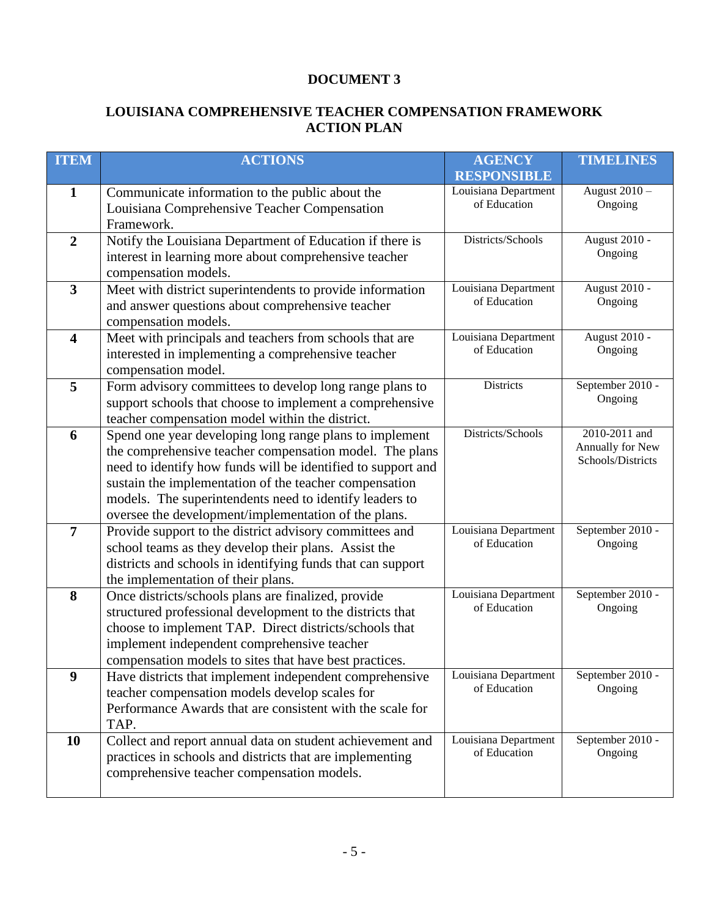**DOCUMENT 3**

## LOUISIANA COMPREHENSIVE TEACHER COMPENSATION FRAMEWORK ACTION PLAN

| ITEM | ACTIONS | AGENCY RESPONSIBLE | TIMELINES |
|---|---|---|---|
| **1** | Communicate information to the public about the Louisiana Comprehensive Teacher Compensation Framework. | Louisiana Department of Education | August 2010 – Ongoing |
| **2** | Notify the Louisiana Department of Education if there is interest in learning more about comprehensive teacher compensation models. | Districts/Schools | August 2010 - Ongoing |
| **3** | Meet with district superintendents to provide information and answer questions about comprehensive teacher compensation models. | Louisiana Department of Education | August 2010 - Ongoing |
| **4** | Meet with principals and teachers from schools that are interested in implementing a comprehensive teacher compensation model. | Louisiana Department of Education | August 2010 - Ongoing |
| **5** | Form advisory committees to develop long range plans to support schools that choose to implement a comprehensive teacher compensation model within the district. | Districts | September 2010 - Ongoing |
| **6** | Spend one year developing long range plans to implement the comprehensive teacher compensation model. The plans need to identify how funds will be identified to support and sustain the implementation of the teacher compensation models. The superintendents need to identify leaders to oversee the development/implementation of the plans. | Districts/Schools | 2010-2011 and Annually for New Schools/Districts |
| **7** | Provide support to the district advisory committees and school teams as they develop their plans. Assist the districts and schools in identifying funds that can support the implementation of their plans. | Louisiana Department of Education | September 2010 - Ongoing |
| **8** | Once districts/schools plans are finalized, provide structured professional development to the districts that choose to implement TAP. Direct districts/schools that implement independent comprehensive teacher compensation models to sites that have best practices. | Louisiana Department of Education | September 2010 - Ongoing |
| **9** | Have districts that implement independent comprehensive teacher compensation models develop scales for Performance Awards that are consistent with the scale for TAP. | Louisiana Department of Education | September 2010 - Ongoing |
| **10** | Collect and report annual data on student achievement and practices in schools and districts that are implementing comprehensive teacher compensation models. | Louisiana Department of Education | September 2010 - Ongoing |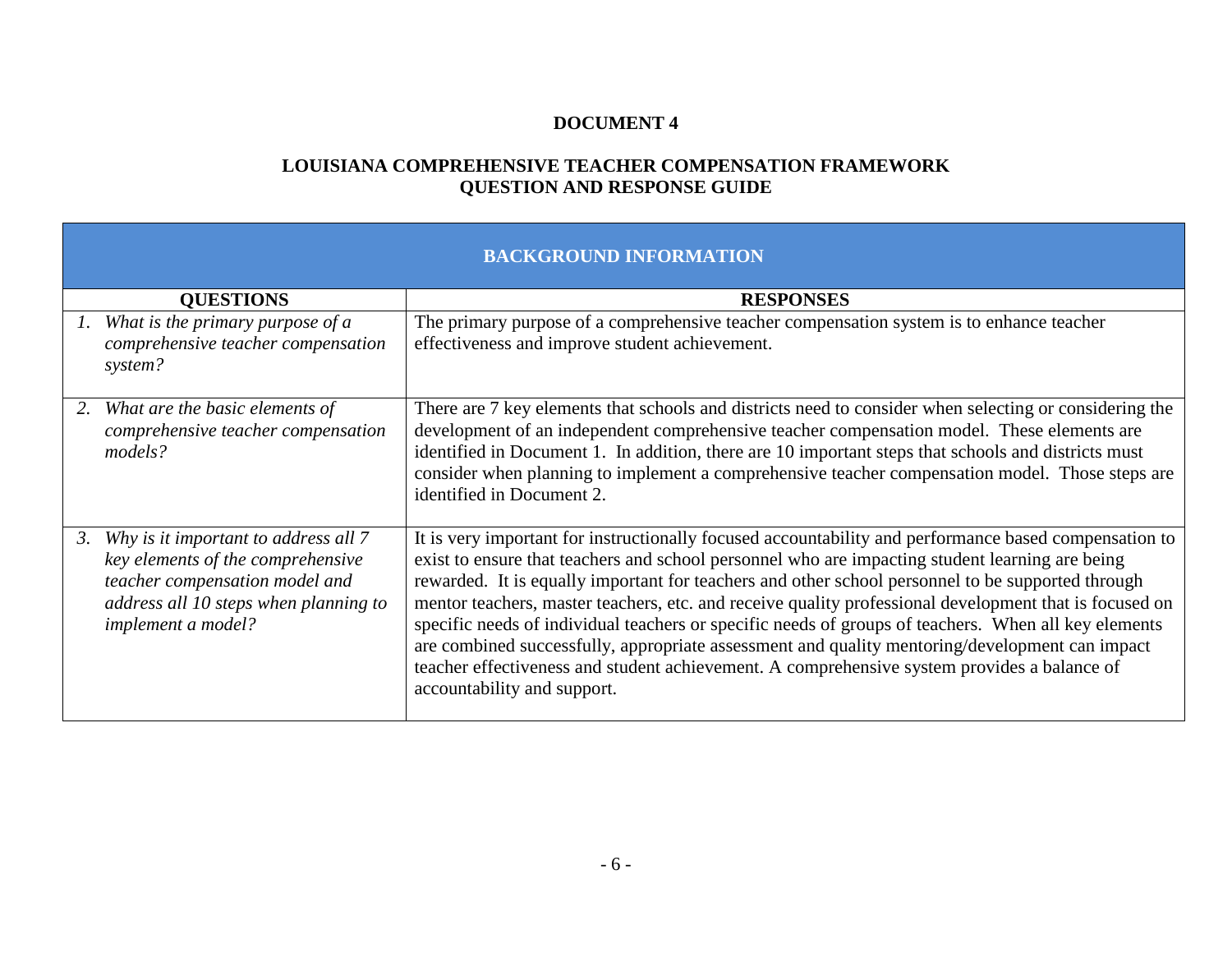**DOCUMENT 4**

**LOUISIANA COMPREHENSIVE TEACHER COMPENSATION FRAMEWORK**
**QUESTION AND RESPONSE GUIDE**

| **BACKGROUND INFORMATION** | |
|---|---|
| **QUESTIONS** | **RESPONSES** |
| 1. *What is the primary purpose of a comprehensive teacher compensation system?* | The primary purpose of a comprehensive teacher compensation system is to enhance teacher effectiveness and improve student achievement. |
| 2. *What are the basic elements of comprehensive teacher compensation models?* | There are 7 key elements that schools and districts need to consider when selecting or considering the development of an independent comprehensive teacher compensation model. These elements are identified in Document 1. In addition, there are 10 important steps that schools and districts must consider when planning to implement a comprehensive teacher compensation model. Those steps are identified in Document 2. |
| 3. *Why is it important to address all 7 key elements of the comprehensive teacher compensation model and address all 10 steps when planning to implement a model?* | It is very important for instructionally focused accountability and performance based compensation to exist to ensure that teachers and school personnel who are impacting student learning are being rewarded. It is equally important for teachers and other school personnel to be supported through mentor teachers, master teachers, etc. and receive quality professional development that is focused on specific needs of individual teachers or specific needs of groups of teachers. When all key elements are combined successfully, appropriate assessment and quality mentoring/development can impact teacher effectiveness and student achievement. A comprehensive system provides a balance of accountability and support. |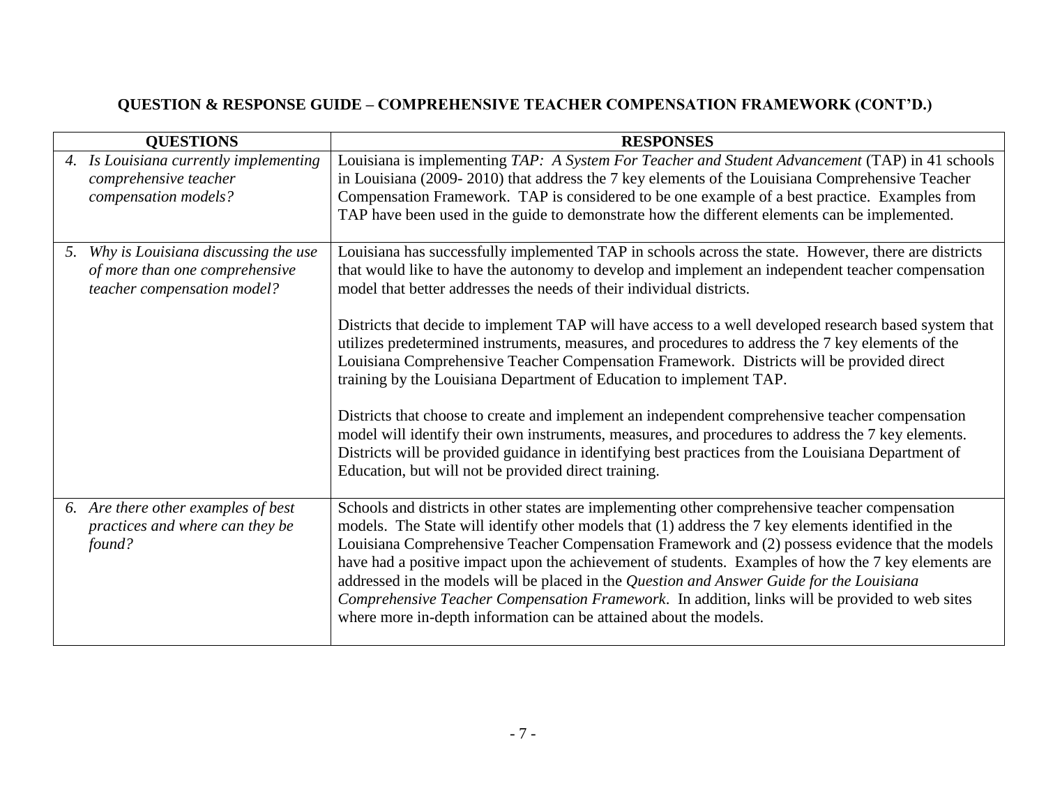**QUESTION & RESPONSE GUIDE – COMPREHENSIVE TEACHER COMPENSATION FRAMEWORK (CONT'D.)**

| QUESTIONS | RESPONSES |
|---|---|
| 4. *Is Louisiana currently implementing comprehensive teacher compensation models?* | Louisiana is implementing *TAP: A System For Teacher and Student Advancement* (TAP) in 41 schools in Louisiana (2009- 2010) that address the 7 key elements of the Louisiana Comprehensive Teacher Compensation Framework. TAP is considered to be one example of a best practice. Examples from TAP have been used in the guide to demonstrate how the different elements can be implemented. |
| 5. *Why is Louisiana discussing the use of more than one comprehensive teacher compensation model?* | Louisiana has successfully implemented TAP in schools across the state. However, there are districts that would like to have the autonomy to develop and implement an independent teacher compensation model that better addresses the needs of their individual districts.<br><br>Districts that decide to implement TAP will have access to a well developed research based system that utilizes predetermined instruments, measures, and procedures to address the 7 key elements of the Louisiana Comprehensive Teacher Compensation Framework. Districts will be provided direct training by the Louisiana Department of Education to implement TAP.<br><br>Districts that choose to create and implement an independent comprehensive teacher compensation model will identify their own instruments, measures, and procedures to address the 7 key elements. Districts will be provided guidance in identifying best practices from the Louisiana Department of Education, but will not be provided direct training. |
| 6. *Are there other examples of best practices and where can they be found?* | Schools and districts in other states are implementing other comprehensive teacher compensation models. The State will identify other models that (1) address the 7 key elements identified in the Louisiana Comprehensive Teacher Compensation Framework and (2) possess evidence that the models have had a positive impact upon the achievement of students. Examples of how the 7 key elements are addressed in the models will be placed in the *Question and Answer Guide for the Louisiana Comprehensive Teacher Compensation Framework*. In addition, links will be provided to web sites where more in-depth information can be attained about the models. |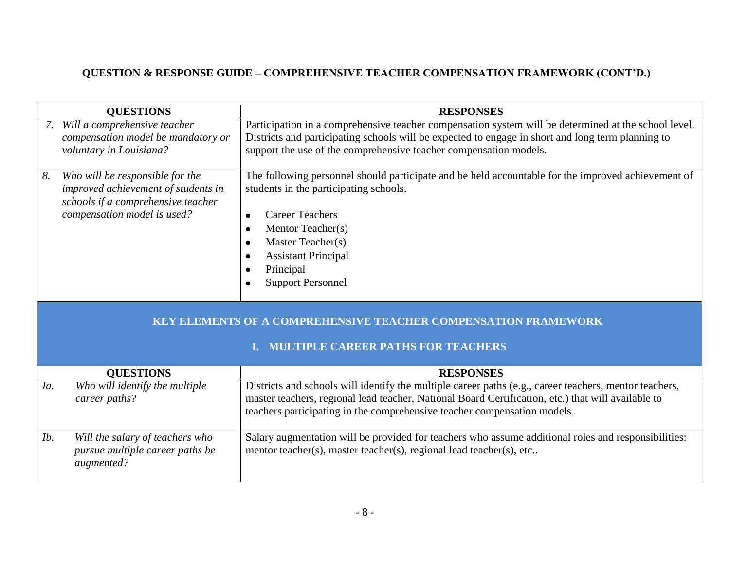## QUESTION & RESPONSE GUIDE – COMPREHENSIVE TEACHER COMPENSATION FRAMEWORK (CONT'D.)

| QUESTIONS | RESPONSES |
|---|---|
| 7. *Will a comprehensive teacher compensation model be mandatory or voluntary in Louisiana?* | Participation in a comprehensive teacher compensation system will be determined at the school level. Districts and participating schools will be expected to engage in short and long term planning to support the use of the comprehensive teacher compensation models. |
| 8. *Who will be responsible for the improved achievement of students in schools if a comprehensive teacher compensation model is used?* | The following personnel should participate and be held accountable for the improved achievement of students in the participating schools.<br><br>• Career Teachers<br>• Mentor Teacher(s)<br>• Master Teacher(s)<br>• Assistant Principal<br>• Principal<br>• Support Personnel |

## KEY ELEMENTS OF A COMPREHENSIVE TEACHER COMPENSATION FRAMEWORK

### I. MULTIPLE CAREER PATHS FOR TEACHERS

| QUESTIONS | RESPONSES |
|---|---|
| Ia. *Who will identify the multiple career paths?* | Districts and schools will identify the multiple career paths (e.g., career teachers, mentor teachers, master teachers, regional lead teacher, National Board Certification, etc.) that will available to teachers participating in the comprehensive teacher compensation models. |
| Ib. *Will the salary of teachers who pursue multiple career paths be augmented?* | Salary augmentation will be provided for teachers who assume additional roles and responsibilities: mentor teacher(s), master teacher(s), regional lead teacher(s), etc.. |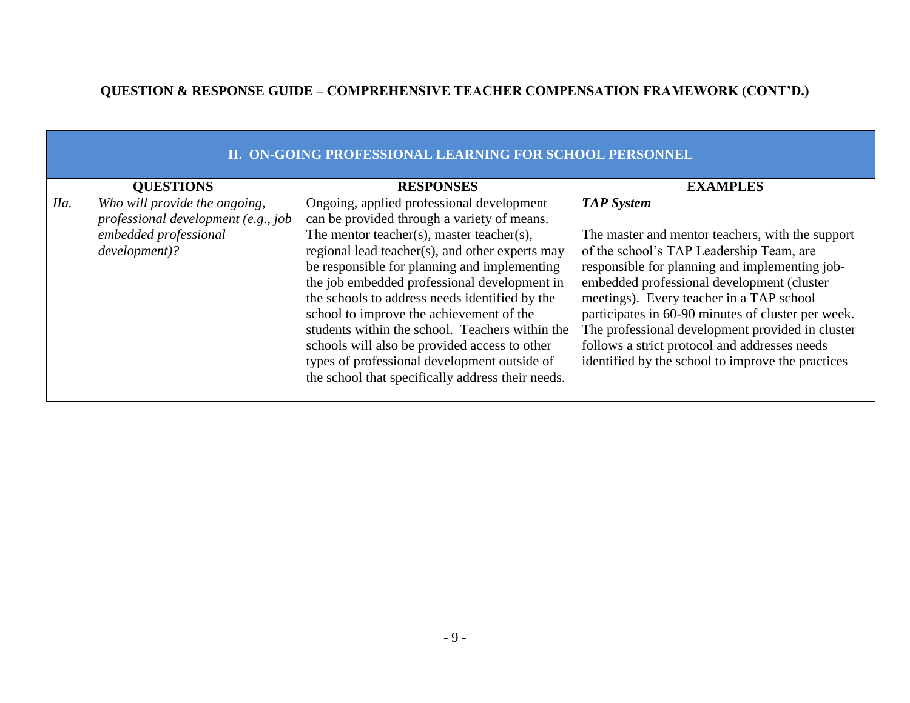**QUESTION & RESPONSE GUIDE – COMPREHENSIVE TEACHER COMPENSATION FRAMEWORK (CONT'D.)**

| **II. ON-GOING PROFESSIONAL LEARNING FOR SCHOOL PERSONNEL** | | |
|---|---|---|
| **QUESTIONS** | **RESPONSES** | **EXAMPLES** |
| *IIa. Who will provide the ongoing, professional development (e.g., job embedded professional development)?* | Ongoing, applied professional development can be provided through a variety of means. The mentor teacher(s), master teacher(s), regional lead teacher(s), and other experts may be responsible for planning and implementing the job embedded professional development in the schools to address needs identified by the school to improve the achievement of the students within the school. Teachers within the schools will also be provided access to other types of professional development outside of the school that specifically address their needs. | ***TAP System***<br><br>The master and mentor teachers, with the support of the school's TAP Leadership Team, are responsible for planning and implementing job-embedded professional development (cluster meetings). Every teacher in a TAP school participates in 60-90 minutes of cluster per week. The professional development provided in cluster follows a strict protocol and addresses needs identified by the school to improve the practices |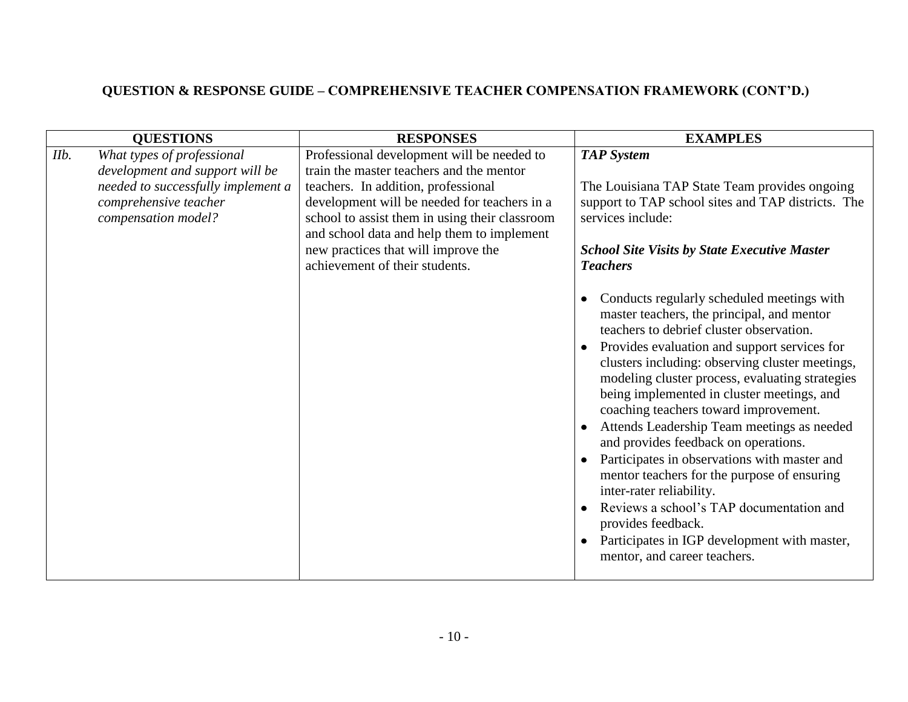**QUESTION & RESPONSE GUIDE – COMPREHENSIVE TEACHER COMPENSATION FRAMEWORK (CONT'D.)**

| QUESTIONS | RESPONSES | EXAMPLES |
|---|---|---|
| *IIb. What types of professional development and support will be needed to successfully implement a comprehensive teacher compensation model?* | Professional development will be needed to train the master teachers and the mentor teachers. In addition, professional development will be needed for teachers in a school to assist them in using their classroom and school data and help them to implement new practices that will improve the achievement of their students. | ***TAP System***<br><br>The Louisiana TAP State Team provides ongoing support to TAP school sites and TAP districts. The services include:<br><br>***School Site Visits by State Executive Master Teachers***<br><br>• Conducts regularly scheduled meetings with master teachers, the principal, and mentor teachers to debrief cluster observation.<br>• Provides evaluation and support services for clusters including: observing cluster meetings, modeling cluster process, evaluating strategies being implemented in cluster meetings, and coaching teachers toward improvement.<br>• Attends Leadership Team meetings as needed and provides feedback on operations.<br>• Participates in observations with master and mentor teachers for the purpose of ensuring inter-rater reliability.<br>• Reviews a school's TAP documentation and provides feedback.<br>• Participates in IGP development with master, mentor, and career teachers. |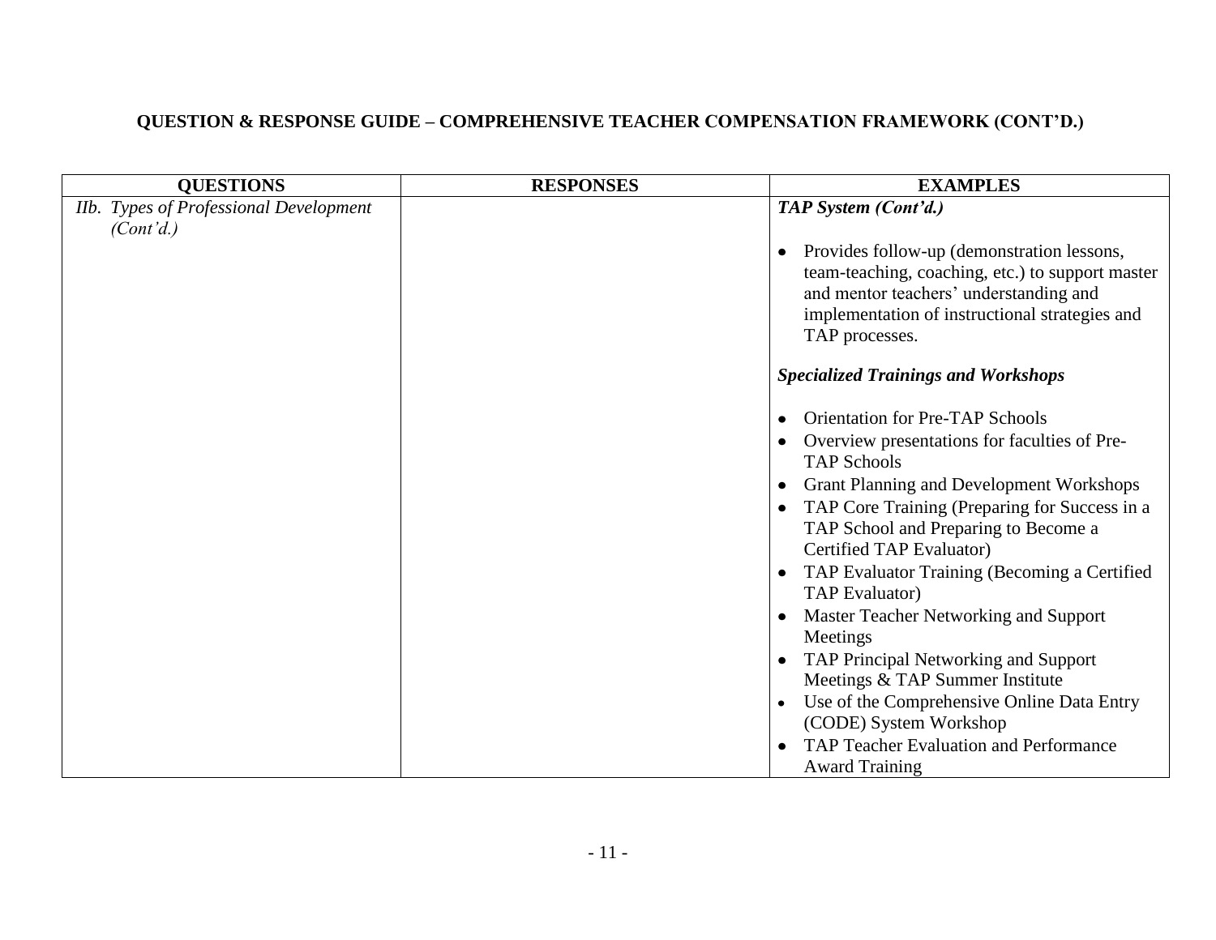## QUESTION & RESPONSE GUIDE – COMPREHENSIVE TEACHER COMPENSATION FRAMEWORK (CONT'D.)

| QUESTIONS | RESPONSES | EXAMPLES |
| --- | --- | --- |
| *IIb. Types of Professional Development (Cont'd.)* | | ***TAP System (Cont'd.)***<br><br>• Provides follow-up (demonstration lessons, team-teaching, coaching, etc.) to support master and mentor teachers' understanding and implementation of instructional strategies and TAP processes.<br><br>***Specialized Trainings and Workshops***<br><br>• Orientation for Pre-TAP Schools<br>• Overview presentations for faculties of Pre-TAP Schools<br>• Grant Planning and Development Workshops<br>• TAP Core Training (Preparing for Success in a TAP School and Preparing to Become a Certified TAP Evaluator)<br>• TAP Evaluator Training (Becoming a Certified TAP Evaluator)<br>• Master Teacher Networking and Support Meetings<br>• TAP Principal Networking and Support Meetings & TAP Summer Institute<br>• Use of the Comprehensive Online Data Entry (CODE) System Workshop<br>• TAP Teacher Evaluation and Performance Award Training |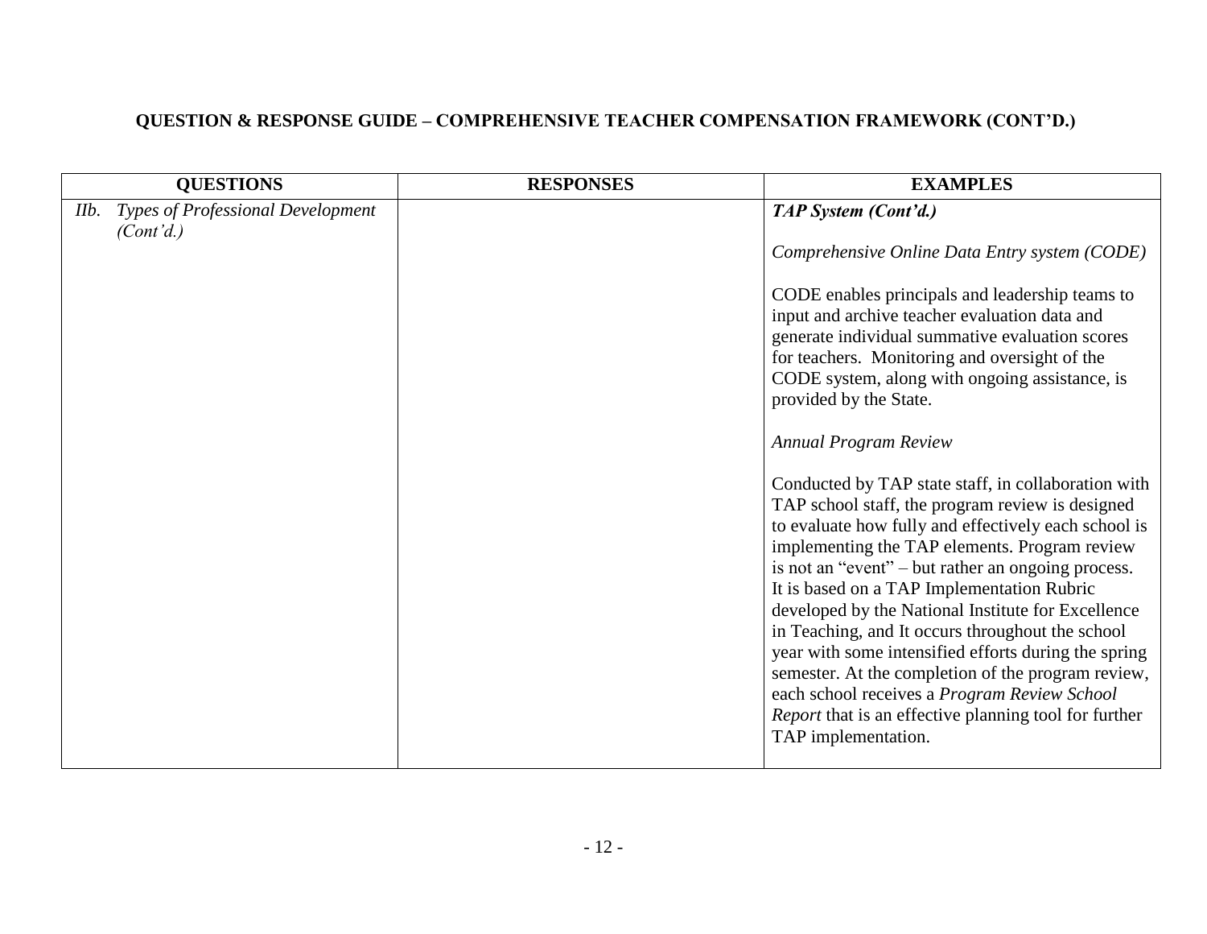**QUESTION & RESPONSE GUIDE – COMPREHENSIVE TEACHER COMPENSATION FRAMEWORK (CONT'D.)**

| QUESTIONS | RESPONSES | EXAMPLES |
|---|---|---|
| *IIb. Types of Professional Development (Cont'd.)* | | ***TAP System (Cont'd.)***<br><br>*Comprehensive Online Data Entry system (CODE)*<br><br>CODE enables principals and leadership teams to input and archive teacher evaluation data and generate individual summative evaluation scores for teachers. Monitoring and oversight of the CODE system, along with ongoing assistance, is provided by the State.<br><br>*Annual Program Review*<br><br>Conducted by TAP state staff, in collaboration with TAP school staff, the program review is designed to evaluate how fully and effectively each school is implementing the TAP elements. Program review is not an "event" – but rather an ongoing process. It is based on a TAP Implementation Rubric developed by the National Institute for Excellence in Teaching, and It occurs throughout the school year with some intensified efforts during the spring semester. At the completion of the program review, each school receives a *Program Review School Report* that is an effective planning tool for further TAP implementation. |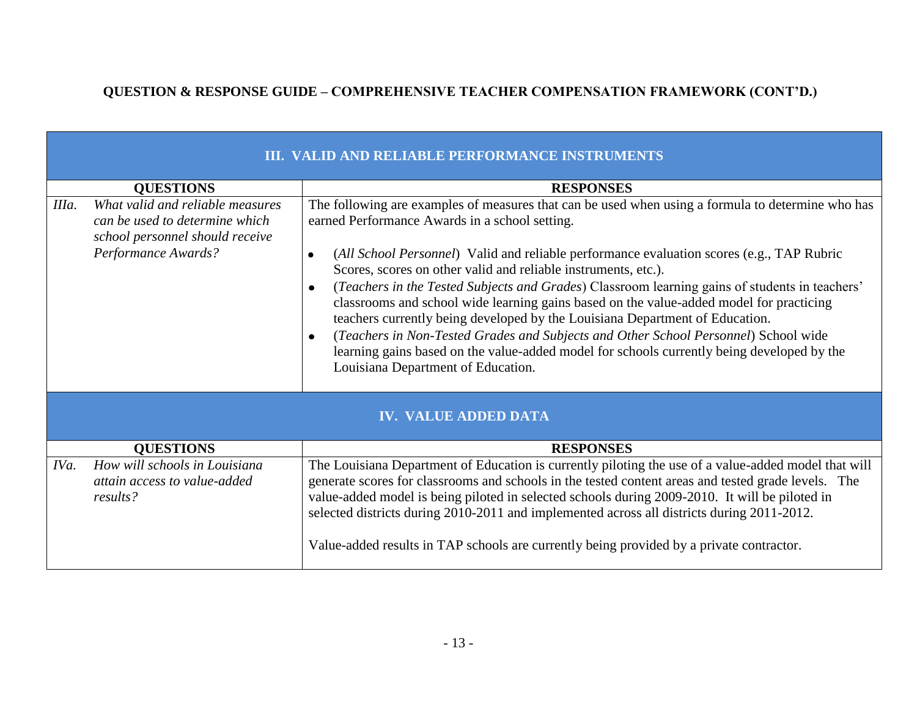## QUESTION & RESPONSE GUIDE – COMPREHENSIVE TEACHER COMPENSATION FRAMEWORK (CONT'D.)

### III. VALID AND RELIABLE PERFORMANCE INSTRUMENTS

| QUESTIONS | RESPONSES |
|---|---|
| *IIIa.* *What valid and reliable measures can be used to determine which school personnel should receive Performance Awards?* | The following are examples of measures that can be used when using a formula to determine who has earned Performance Awards in a school setting.<br><br>• (*All School Personnel*) Valid and reliable performance evaluation scores (e.g., TAP Rubric Scores, scores on other valid and reliable instruments, etc.).<br>• (*Teachers in the Tested Subjects and Grades*) Classroom learning gains of students in teachers' classrooms and school wide learning gains based on the value-added model for practicing teachers currently being developed by the Louisiana Department of Education.<br>• (*Teachers in Non-Tested Grades and Subjects and Other School Personnel*) School wide learning gains based on the value-added model for schools currently being developed by the Louisiana Department of Education. |

### IV. VALUE ADDED DATA

| QUESTIONS | RESPONSES |
|---|---|
| *IVa.* *How will schools in Louisiana attain access to value-added results?* | The Louisiana Department of Education is currently piloting the use of a value-added model that will generate scores for classrooms and schools in the tested content areas and tested grade levels. The value-added model is being piloted in selected schools during 2009-2010. It will be piloted in selected districts during 2010-2011 and implemented across all districts during 2011-2012.<br><br>Value-added results in TAP schools are currently being provided by a private contractor. |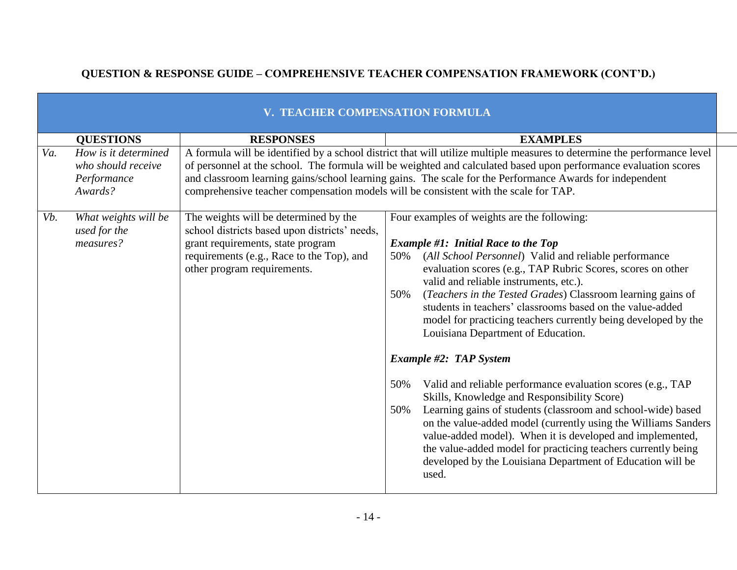## QUESTION & RESPONSE GUIDE – COMPREHENSIVE TEACHER COMPENSATION FRAMEWORK (CONT'D.)

| V. TEACHER COMPENSATION FORMULA | | |
|---|---|---|
| **QUESTIONS** | **RESPONSES** | **EXAMPLES** |
| *Va. How is it determined who should receive Performance Awards?* | A formula will be identified by a school district that will utilize multiple measures to determine the performance level of personnel at the school. The formula will be weighted and calculated based upon performance evaluation scores and classroom learning gains/school learning gains. The scale for the Performance Awards for independent comprehensive teacher compensation models will be consistent with the scale for TAP. | |
| *Vb. What weights will be used for the measures?* | The weights will be determined by the school districts based upon districts' needs, grant requirements, state program requirements (e.g., Race to the Top), and other program requirements. | Four examples of weights are the following:<br><br>***Example #1: Initial Race to the Top***<br>50% (*All School Personnel*) Valid and reliable performance evaluation scores (e.g., TAP Rubric Scores, scores on other valid and reliable instruments, etc.).<br>50% (*Teachers in the Tested Grades*) Classroom learning gains of students in teachers' classrooms based on the value-added model for practicing teachers currently being developed by the Louisiana Department of Education.<br><br>***Example #2: TAP System***<br>50% Valid and reliable performance evaluation scores (e.g., TAP Skills, Knowledge and Responsibility Score)<br>50% Learning gains of students (classroom and school-wide) based on the value-added model (currently using the Williams Sanders value-added model). When it is developed and implemented, the value-added model for practicing teachers currently being developed by the Louisiana Department of Education will be used. |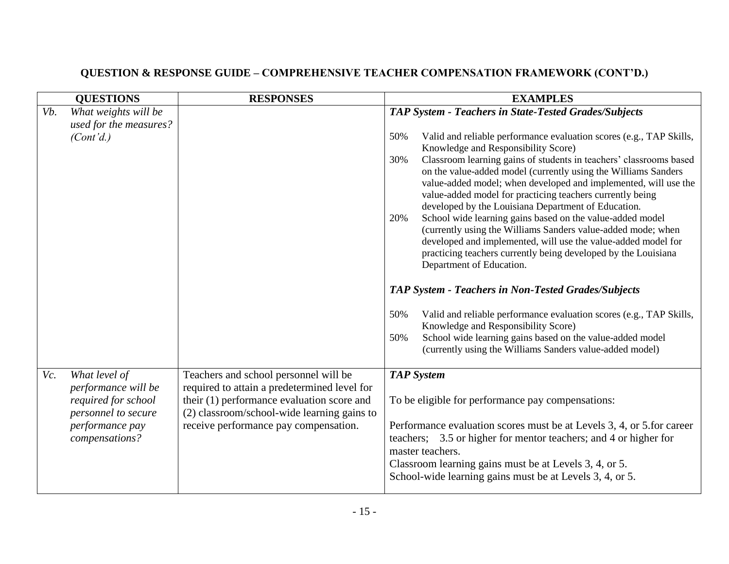**QUESTION & RESPONSE GUIDE – COMPREHENSIVE TEACHER COMPENSATION FRAMEWORK (CONT'D.)**

| QUESTIONS | RESPONSES | EXAMPLES |
|---|---|---|
| *Vb. What weights will be used for the measures? (Cont'd.)* | | ***TAP System - Teachers in State-Tested Grades/Subjects***<br><br>50% Valid and reliable performance evaluation scores (e.g., TAP Skills, Knowledge and Responsibility Score)<br>30% Classroom learning gains of students in teachers' classrooms based on the value-added model (currently using the Williams Sanders value-added model; when developed and implemented, will use the value-added model for practicing teachers currently being developed by the Louisiana Department of Education.<br>20% School wide learning gains based on the value-added model (currently using the Williams Sanders value-added mode; when developed and implemented, will use the value-added model for practicing teachers currently being developed by the Louisiana Department of Education.<br><br>***TAP System - Teachers in Non-Tested Grades/Subjects***<br><br>50% Valid and reliable performance evaluation scores (e.g., TAP Skills, Knowledge and Responsibility Score)<br>50% School wide learning gains based on the value-added model (currently using the Williams Sanders value-added model) |
| *Vc. What level of performance will be required for school personnel to secure performance pay compensations?* | Teachers and school personnel will be required to attain a predetermined level for their (1) performance evaluation score and (2) classroom/school-wide learning gains to receive performance pay compensation. | ***TAP System***<br><br>To be eligible for performance pay compensations:<br><br>Performance evaluation scores must be at Levels 3, 4, or 5.for career teachers; 3.5 or higher for mentor teachers; and 4 or higher for master teachers.<br>Classroom learning gains must be at Levels 3, 4, or 5.<br>School-wide learning gains must be at Levels 3, 4, or 5. |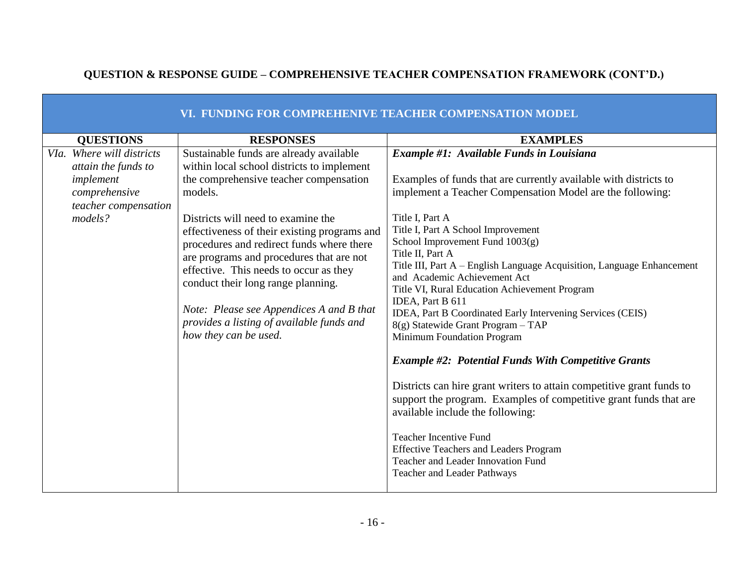## QUESTION & RESPONSE GUIDE – COMPREHENSIVE TEACHER COMPENSATION FRAMEWORK (CONT'D.)

| VI. FUNDING FOR COMPREHENIVE TEACHER COMPENSATION MODEL | | |
|---|---|---|
| **QUESTIONS** | **RESPONSES** | **EXAMPLES** |
| *VIa. Where will districts attain the funds to implement comprehensive teacher compensation models?* | Sustainable funds are already available within local school districts to implement the comprehensive teacher compensation models.<br><br>Districts will need to examine the effectiveness of their existing programs and procedures and redirect funds where there are programs and procedures that are not effective. This needs to occur as they conduct their long range planning.<br><br>*Note: Please see Appendices A and B that provides a listing of available funds and how they can be used.* | ***Example #1: Available Funds in Louisiana***<br><br>Examples of funds that are currently available with districts to implement a Teacher Compensation Model are the following:<br><br>Title I, Part A<br>Title I, Part A School Improvement<br>School Improvement Fund 1003(g)<br>Title II, Part A<br>Title III, Part A – English Language Acquisition, Language Enhancement and Academic Achievement Act<br>Title VI, Rural Education Achievement Program<br>IDEA, Part B 611<br>IDEA, Part B Coordinated Early Intervening Services (CEIS)<br>8(g) Statewide Grant Program – TAP<br>Minimum Foundation Program<br><br>***Example #2: Potential Funds With Competitive Grants***<br><br>Districts can hire grant writers to attain competitive grant funds to support the program. Examples of competitive grant funds that are available include the following:<br><br>Teacher Incentive Fund<br>Effective Teachers and Leaders Program<br>Teacher and Leader Innovation Fund<br>Teacher and Leader Pathways |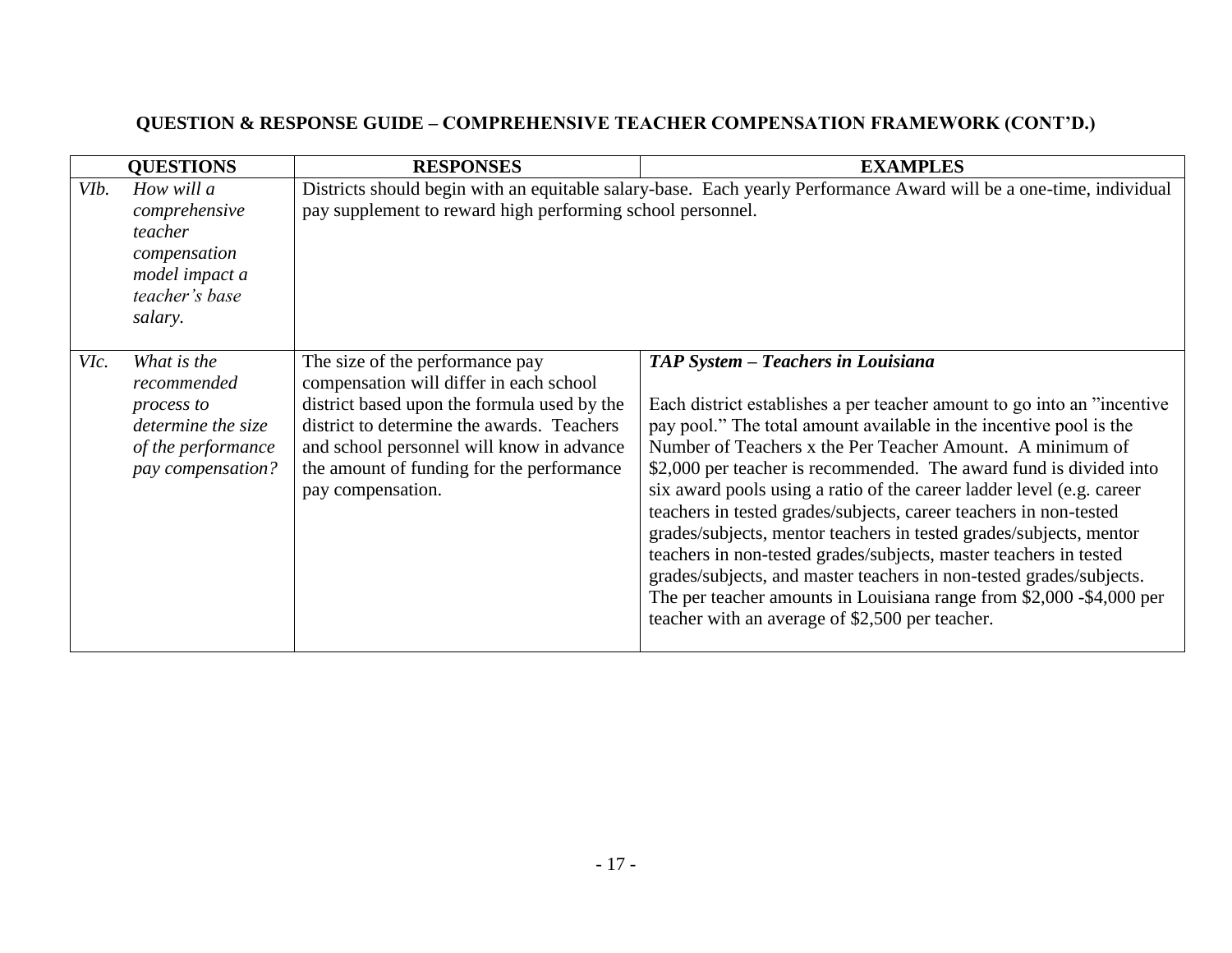**QUESTION & RESPONSE GUIDE – COMPREHENSIVE TEACHER COMPENSATION FRAMEWORK (CONT'D.)**

| QUESTIONS | RESPONSES | EXAMPLES |
|---|---|---|
| *VIb. How will a comprehensive teacher compensation model impact a teacher's base salary.* | Districts should begin with an equitable salary-base. Each yearly Performance Award will be a one-time, individual pay supplement to reward high performing school personnel. | |
| *VIc. What is the recommended process to determine the size of the performance pay compensation?* | The size of the performance pay compensation will differ in each school district based upon the formula used by the district to determine the awards. Teachers and school personnel will know in advance the amount of funding for the performance pay compensation. | ***TAP System – Teachers in Louisiana***<br><br>Each district establishes a per teacher amount to go into an "incentive pay pool." The total amount available in the incentive pool is the Number of Teachers x the Per Teacher Amount. A minimum of $2,000 per teacher is recommended. The award fund is divided into six award pools using a ratio of the career ladder level (e.g. career teachers in tested grades/subjects, career teachers in non-tested grades/subjects, mentor teachers in tested grades/subjects, mentor teachers in non-tested grades/subjects, master teachers in tested grades/subjects, and master teachers in non-tested grades/subjects. The per teacher amounts in Louisiana range from $2,000 -$4,000 per teacher with an average of $2,500 per teacher. |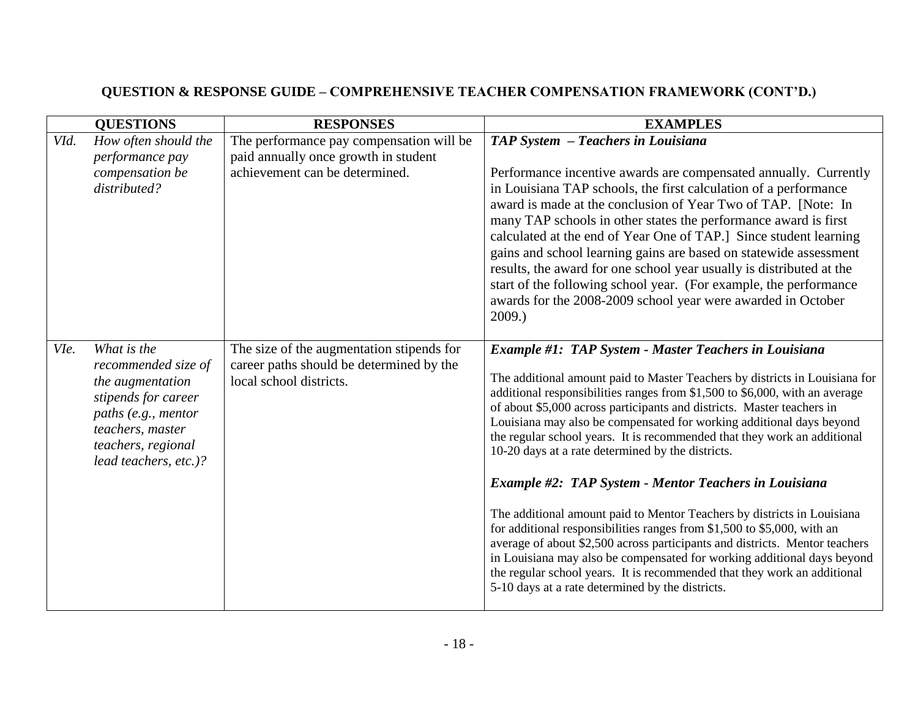## QUESTION & RESPONSE GUIDE – COMPREHENSIVE TEACHER COMPENSATION FRAMEWORK (CONT'D.)

| QUESTIONS | RESPONSES | EXAMPLES |
|---|---|---|
| *VId. How often should the performance pay compensation be distributed?* | The performance pay compensation will be paid annually once growth in student achievement can be determined. | ***TAP System – Teachers in Louisiana***<br><br>Performance incentive awards are compensated annually. Currently in Louisiana TAP schools, the first calculation of a performance award is made at the conclusion of Year Two of TAP. [Note: In many TAP schools in other states the performance award is first calculated at the end of Year One of TAP.] Since student learning gains and school learning gains are based on statewide assessment results, the award for one school year usually is distributed at the start of the following school year. (For example, the performance awards for the 2008-2009 school year were awarded in October 2009.) |
| *VIe. What is the recommended size of the augmentation stipends for career paths (e.g., mentor teachers, master teachers, regional lead teachers, etc.)?* | The size of the augmentation stipends for career paths should be determined by the local school districts. | ***Example #1: TAP System - Master Teachers in Louisiana***<br><br>The additional amount paid to Master Teachers by districts in Louisiana for additional responsibilities ranges from $1,500 to $6,000, with an average of about $5,000 across participants and districts. Master teachers in Louisiana may also be compensated for working additional days beyond the regular school years. It is recommended that they work an additional 10-20 days at a rate determined by the districts.<br><br>***Example #2: TAP System - Mentor Teachers in Louisiana***<br><br>The additional amount paid to Mentor Teachers by districts in Louisiana for additional responsibilities ranges from $1,500 to $5,000, with an average of about $2,500 across participants and districts. Mentor teachers in Louisiana may also be compensated for working additional days beyond the regular school years. It is recommended that they work an additional 5-10 days at a rate determined by the districts. |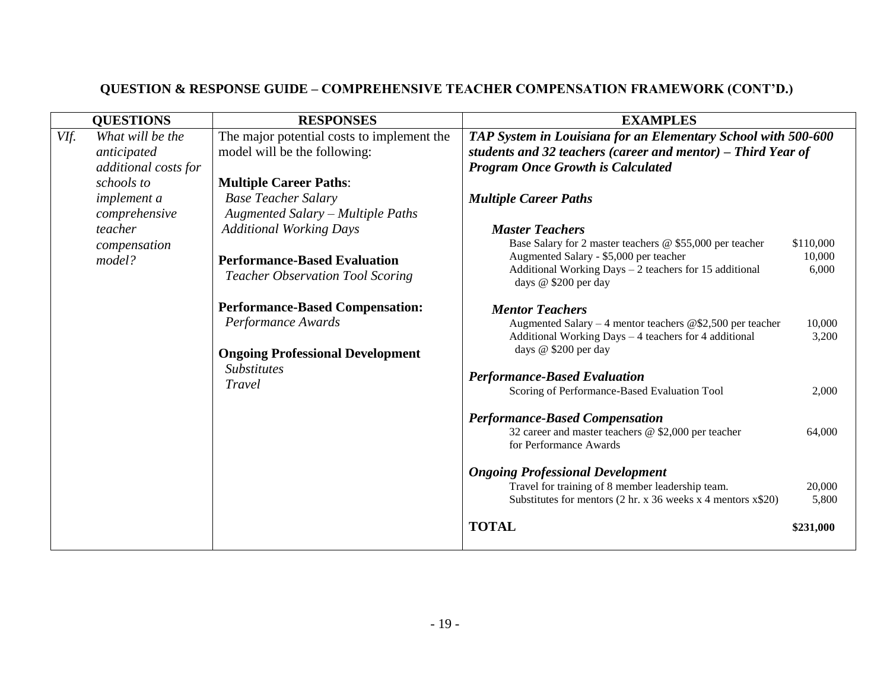**QUESTION & RESPONSE GUIDE – COMPREHENSIVE TEACHER COMPENSATION FRAMEWORK (CONT'D.)**

| QUESTIONS | RESPONSES | EXAMPLES |
|---|---|---|
| *VIf. What will be the anticipated additional costs for schools to implement a comprehensive teacher compensation model?* | The major potential costs to implement the model will be the following:<br><br>**Multiple Career Paths**:<br>*Base Teacher Salary*<br>*Augmented Salary – Multiple Paths*<br>*Additional Working Days*<br><br>**Performance-Based Evaluation**<br>*Teacher Observation Tool Scoring*<br><br>**Performance-Based Compensation:**<br>*Performance Awards*<br><br>**Ongoing Professional Development**<br>*Substitutes*<br>*Travel* | ***TAP System in Louisiana for an Elementary School with 500-600 students and 32 teachers (career and mentor) – Third Year of Program Once Growth is Calculated***<br><br>***Multiple Career Paths***<br><br>***Master Teachers***<br>Base Salary for 2 master teachers @ $55,000 per teacher — $110,000<br>Augmented Salary - $5,000 per teacher — 10,000<br>Additional Working Days – 2 teachers for 15 additional days @ $200 per day — 6,000<br><br>***Mentor Teachers***<br>Augmented Salary – 4 mentor teachers @$2,500 per teacher — 10,000<br>Additional Working Days – 4 teachers for 4 additional days @ $200 per day — 3,200<br><br>***Performance-Based Evaluation***<br>Scoring of Performance-Based Evaluation Tool — 2,000<br><br>***Performance-Based Compensation***<br>32 career and master teachers @ $2,000 per teacher for Performance Awards — 64,000<br><br>***Ongoing Professional Development***<br>Travel for training of 8 member leadership team. — 20,000<br>Substitutes for mentors (2 hr. x 36 weeks x 4 mentors x$20) — 5,800<br><br>**TOTAL** — **$231,000** |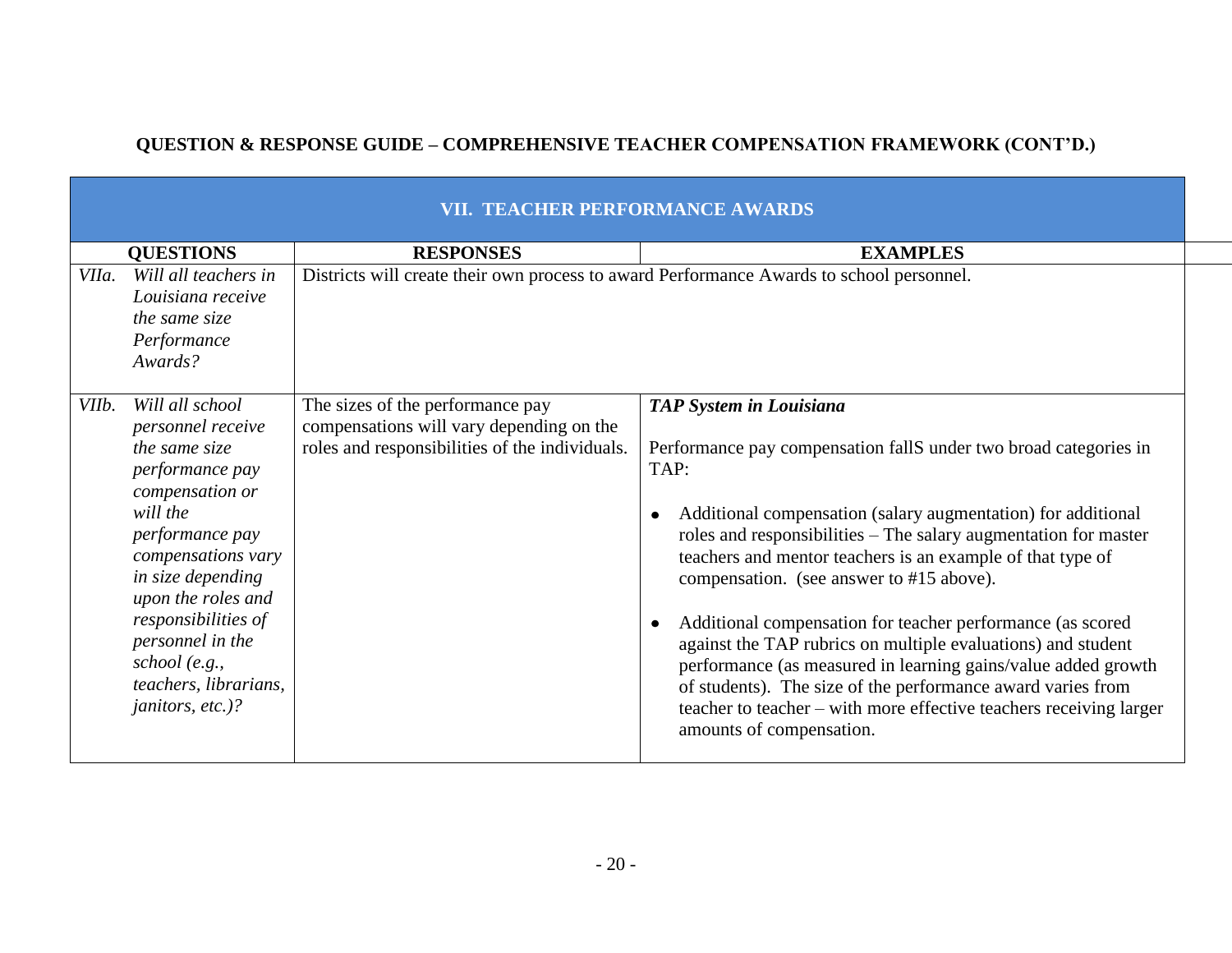## QUESTION & RESPONSE GUIDE – COMPREHENSIVE TEACHER COMPENSATION FRAMEWORK (CONT'D.)

| VII. TEACHER PERFORMANCE AWARDS | | |
|---|---|---|
| **QUESTIONS** | **RESPONSES** | **EXAMPLES** |
| *VIIa. Will all teachers in Louisiana receive the same size Performance Awards?* | Districts will create their own process to award Performance Awards to school personnel. | |
| *VIIb. Will all school personnel receive the same size performance pay compensation or will the performance pay compensations vary in size depending upon the roles and responsibilities of personnel in the school (e.g., teachers, librarians, janitors, etc.)?* | The sizes of the performance pay compensations will vary depending on the roles and responsibilities of the individuals. | ***TAP System in Louisiana*** <br><br> Performance pay compensation fallS under two broad categories in TAP: <br><br> • Additional compensation (salary augmentation) for additional roles and responsibilities – The salary augmentation for master teachers and mentor teachers is an example of that type of compensation. (see answer to #15 above). <br><br> • Additional compensation for teacher performance (as scored against the TAP rubrics on multiple evaluations) and student performance (as measured in learning gains/value added growth of students). The size of the performance award varies from teacher to teacher – with more effective teachers receiving larger amounts of compensation. |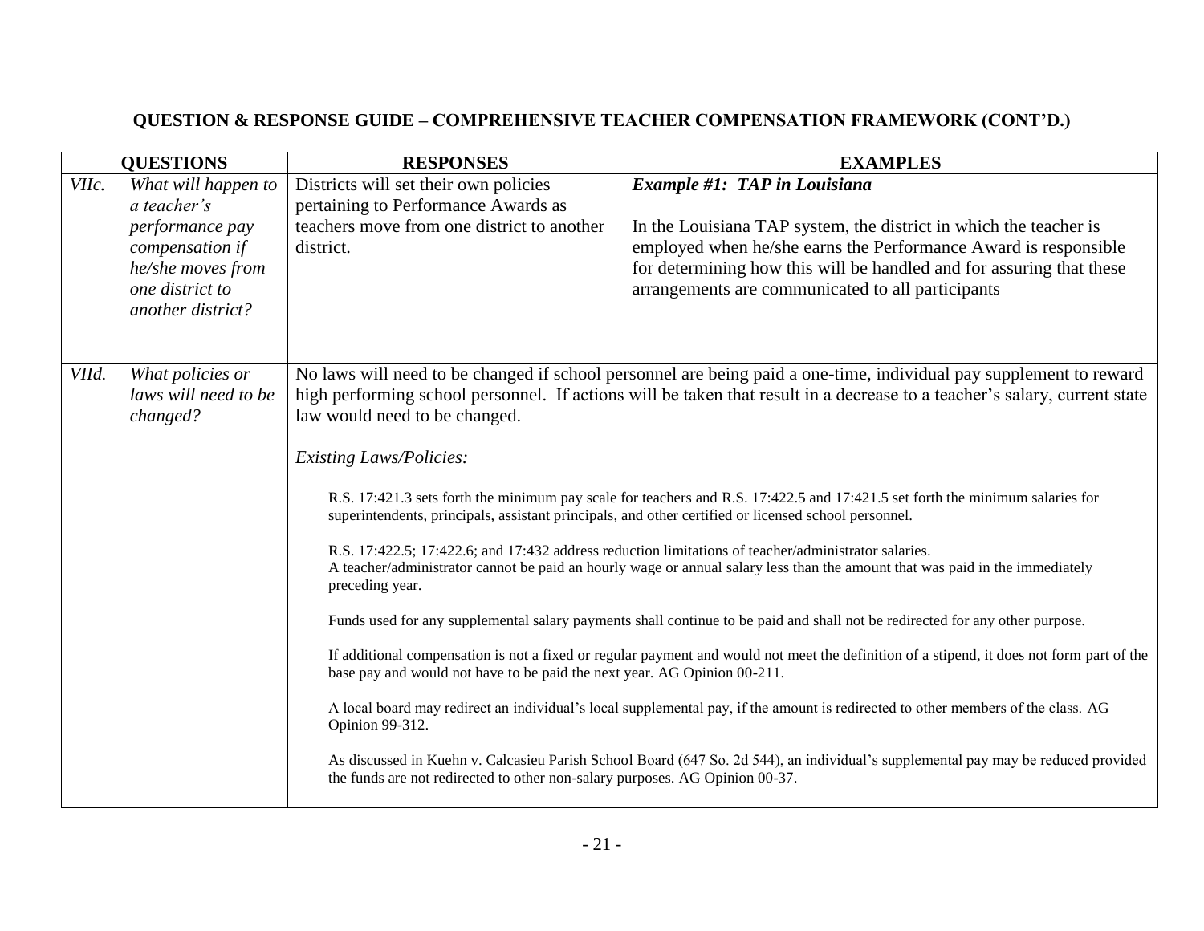## QUESTION & RESPONSE GUIDE – COMPREHENSIVE TEACHER COMPENSATION FRAMEWORK (CONT'D.)

| QUESTIONS | RESPONSES | EXAMPLES |
|---|---|---|
| *VIIc. What will happen to a teacher's performance pay compensation if he/she moves from one district to another district?* | Districts will set their own policies pertaining to Performance Awards as teachers move from one district to another district. | ***Example #1: TAP in Louisiana***<br><br>In the Louisiana TAP system, the district in which the teacher is employed when he/she earns the Performance Award is responsible for determining how this will be handled and for assuring that these arrangements are communicated to all participants |
| *VIId. What policies or laws will need to be changed?* | No laws will need to be changed if school personnel are being paid a one-time, individual pay supplement to reward high performing school personnel. If actions will be taken that result in a decrease to a teacher's salary, current state law would need to be changed.<br><br>*Existing Laws/Policies:*<br><br>R.S. 17:421.3 sets forth the minimum pay scale for teachers and R.S. 17:422.5 and 17:421.5 set forth the minimum salaries for superintendents, principals, assistant principals, and other certified or licensed school personnel.<br><br>R.S. 17:422.5; 17:422.6; and 17:432 address reduction limitations of teacher/administrator salaries. A teacher/administrator cannot be paid an hourly wage or annual salary less than the amount that was paid in the immediately preceding year.<br><br>Funds used for any supplemental salary payments shall continue to be paid and shall not be redirected for any other purpose.<br><br>If additional compensation is not a fixed or regular payment and would not meet the definition of a stipend, it does not form part of the base pay and would not have to be paid the next year. AG Opinion 00-211.<br><br>A local board may redirect an individual's local supplemental pay, if the amount is redirected to other members of the class. AG Opinion 99-312.<br><br>As discussed in Kuehn v. Calcasieu Parish School Board (647 So. 2d 544), an individual's supplemental pay may be reduced provided the funds are not redirected to other non-salary purposes. AG Opinion 00-37. | |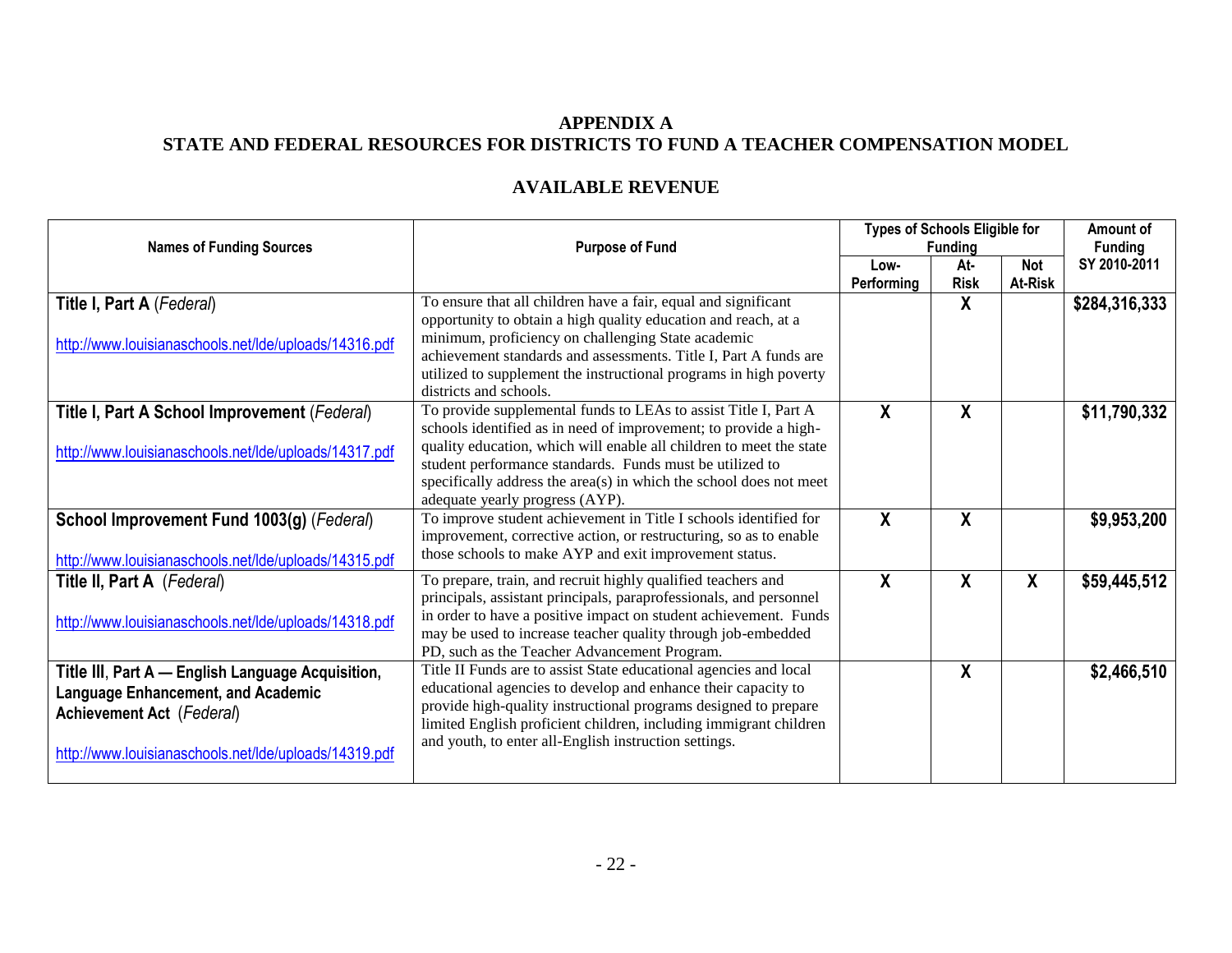# APPENDIX A
# STATE AND FEDERAL RESOURCES FOR DISTRICTS TO FUND A TEACHER COMPENSATION MODEL

## AVAILABLE REVENUE

| Names of Funding Sources | Purpose of Fund | Types of Schools Eligible for Funding | | | Amount of Funding SY 2010-2011 |
|---|---|---|---|---|---|
| | | Low-Performing | At-Risk | Not At-Risk | |
| **Title I, Part A** (*Federal*) http://www.louisianaschools.net/lde/uploads/14316.pdf | To ensure that all children have a fair, equal and significant opportunity to obtain a high quality education and reach, at a minimum, proficiency on challenging State academic achievement standards and assessments. Title I, Part A funds are utilized to supplement the instructional programs in high poverty districts and schools. | | X | | $284,316,333 |
| **Title I, Part A School Improvement** (*Federal*) http://www.louisianaschools.net/lde/uploads/14317.pdf | To provide supplemental funds to LEAs to assist Title I, Part A schools identified as in need of improvement; to provide a high-quality education, which will enable all children to meet the state student performance standards. Funds must be utilized to specifically address the area(s) in which the school does not meet adequate yearly progress (AYP). | X | X | | $11,790,332 |
| **School Improvement Fund 1003(g)** (*Federal*) http://www.louisianaschools.net/lde/uploads/14315.pdf | To improve student achievement in Title I schools identified for improvement, corrective action, or restructuring, so as to enable those schools to make AYP and exit improvement status. | X | X | | $9,953,200 |
| **Title II, Part A** (*Federal*) http://www.louisianaschools.net/lde/uploads/14318.pdf | To prepare, train, and recruit highly qualified teachers and principals, assistant principals, paraprofessionals, and personnel in order to have a positive impact on student achievement. Funds may be used to increase teacher quality through job-embedded PD, such as the Teacher Advancement Program. | X | X | X | $59,445,512 |
| **Title III, Part A — English Language Acquisition, Language Enhancement, and Academic Achievement Act** (*Federal*) http://www.louisianaschools.net/lde/uploads/14319.pdf | Title II Funds are to assist State educational agencies and local educational agencies to develop and enhance their capacity to provide high-quality instructional programs designed to prepare limited English proficient children, including immigrant children and youth, to enter all-English instruction settings. | | X | | $2,466,510 |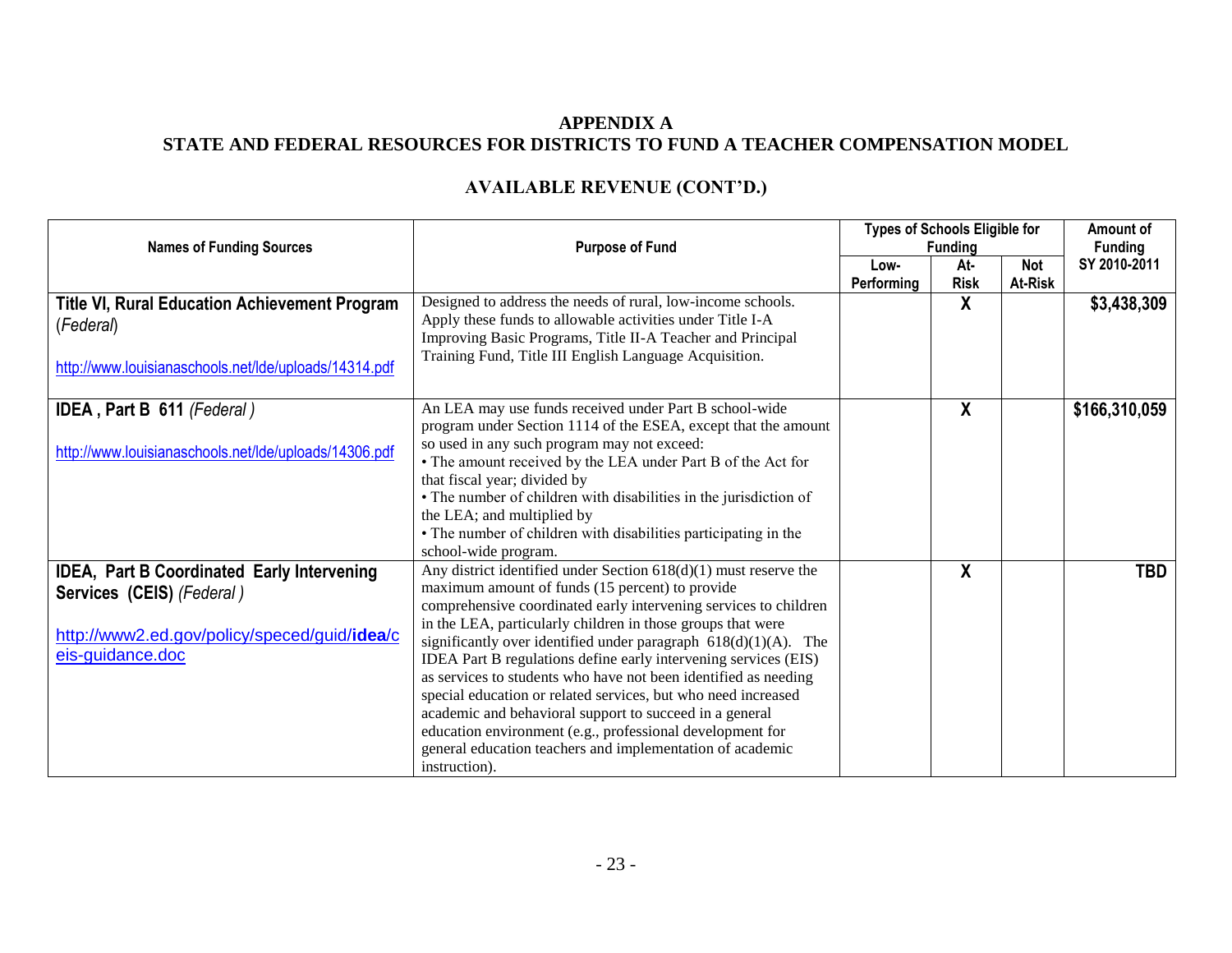## APPENDIX A
## STATE AND FEDERAL RESOURCES FOR DISTRICTS TO FUND A TEACHER COMPENSATION MODEL

### AVAILABLE REVENUE (CONT'D.)

| Names of Funding Sources | Purpose of Fund | Types of Schools Eligible for Funding | | | Amount of Funding SY 2010-2011 |
|---|---|---|---|---|---|
| | | Low-Performing | At-Risk | Not At-Risk | |
| **Title VI, Rural Education Achievement Program** (*Federal*) http://www.louisianaschools.net/lde/uploads/14314.pdf | Designed to address the needs of rural, low-income schools. Apply these funds to allowable activities under Title I-A Improving Basic Programs, Title II-A Teacher and Principal Training Fund, Title III English Language Acquisition. | | X | | $3,438,309 |
| **IDEA , Part B 611** (*Federal*) http://www.louisianaschools.net/lde/uploads/14306.pdf | An LEA may use funds received under Part B school-wide program under Section 1114 of the ESEA, except that the amount so used in any such program may not exceed: • The amount received by the LEA under Part B of the Act for that fiscal year; divided by • The number of children with disabilities in the jurisdiction of the LEA; and multiplied by • The number of children with disabilities participating in the school-wide program. | | X | | $166,310,059 |
| **IDEA, Part B Coordinated Early Intervening Services (CEIS)** (*Federal*) http://www2.ed.gov/policy/speced/guid/idea/ceis-guidance.doc | Any district identified under Section 618(d)(1) must reserve the maximum amount of funds (15 percent) to provide comprehensive coordinated early intervening services to children in the LEA, particularly children in those groups that were significantly over identified under paragraph 618(d)(1)(A). The IDEA Part B regulations define early intervening services (EIS) as services to students who have not been identified as needing special education or related services, but who need increased academic and behavioral support to succeed in a general education environment (e.g., professional development for general education teachers and implementation of academic instruction). | | X | | TBD |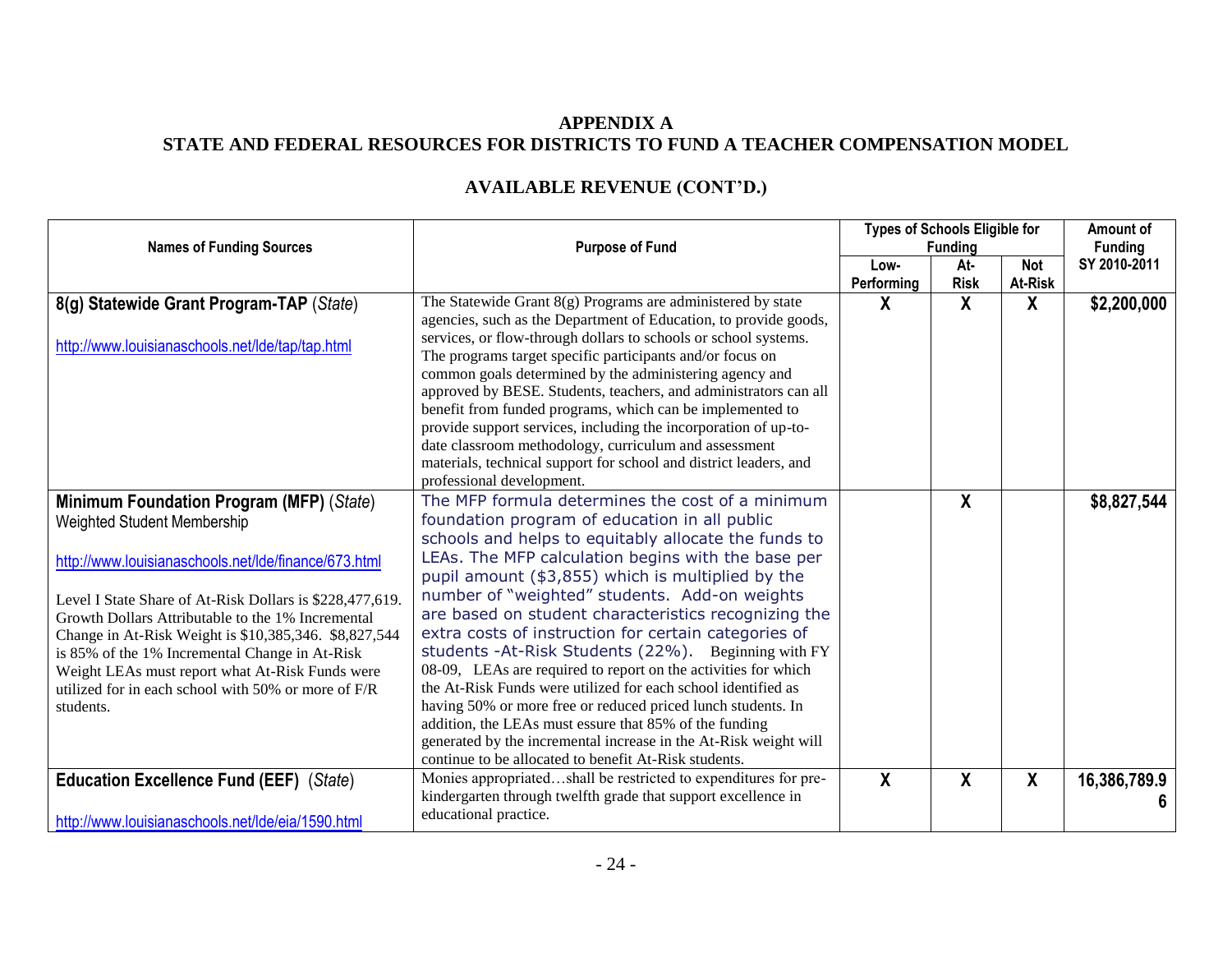## APPENDIX A
## STATE AND FEDERAL RESOURCES FOR DISTRICTS TO FUND A TEACHER COMPENSATION MODEL

### AVAILABLE REVENUE (CONT'D.)

| Names of Funding Sources | Purpose of Fund | Types of Schools Eligible for Funding | | | Amount of Funding SY 2010-2011 |
|---|---|---|---|---|---|
| | | Low-Performing | At-Risk | Not At-Risk | |
| **8(g) Statewide Grant Program-TAP** (*State*)<br><br>http://www.louisianaschools.net/lde/tap/tap.html | The Statewide Grant 8(g) Programs are administered by state agencies, such as the Department of Education, to provide goods, services, or flow-through dollars to schools or school systems. The programs target specific participants and/or focus on common goals determined by the administering agency and approved by BESE. Students, teachers, and administrators can all benefit from funded programs, which can be implemented to provide support services, including the incorporation of up-to-date classroom methodology, curriculum and assessment materials, technical support for school and district leaders, and professional development. | **X** | **X** | **X** | **$2,200,000** |
| **Minimum Foundation Program (MFP)** (*State*)<br>Weighted Student Membership<br><br>http://www.louisianaschools.net/lde/finance/673.html<br><br>Level I State Share of At-Risk Dollars is $228,477,619. Growth Dollars Attributable to the 1% Incremental Change in At-Risk Weight is $10,385,346. $8,827,544 is 85% of the 1% Incremental Change in At-Risk Weight LEAs must report what At-Risk Funds were utilized for in each school with 50% or more of F/R students. | The MFP formula determines the cost of a minimum foundation program of education in all public schools and helps to equitably allocate the funds to LEAs. The MFP calculation begins with the base per pupil amount ($3,855) which is multiplied by the number of "weighted" students. Add-on weights are based on student characteristics recognizing the extra costs of instruction for certain categories of students -At-Risk Students (22%). Beginning with FY 08-09, LEAs are required to report on the activities for which the At-Risk Funds were utilized for each school identified as having 50% or more free or reduced priced lunch students. In addition, the LEAs must essure that 85% of the funding generated by the incremental increase in the At-Risk weight will continue to be allocated to benefit At-Risk students. | | **X** | | **$8,827,544** |
| **Education Excellence Fund (EEF)** (*State*)<br><br>http://www.louisianaschools.net/lde/eia/1590.html | Monies appropriated…shall be restricted to expenditures for pre-kindergarten through twelfth grade that support excellence in educational practice. | **X** | **X** | **X** | **16,386,789.96** |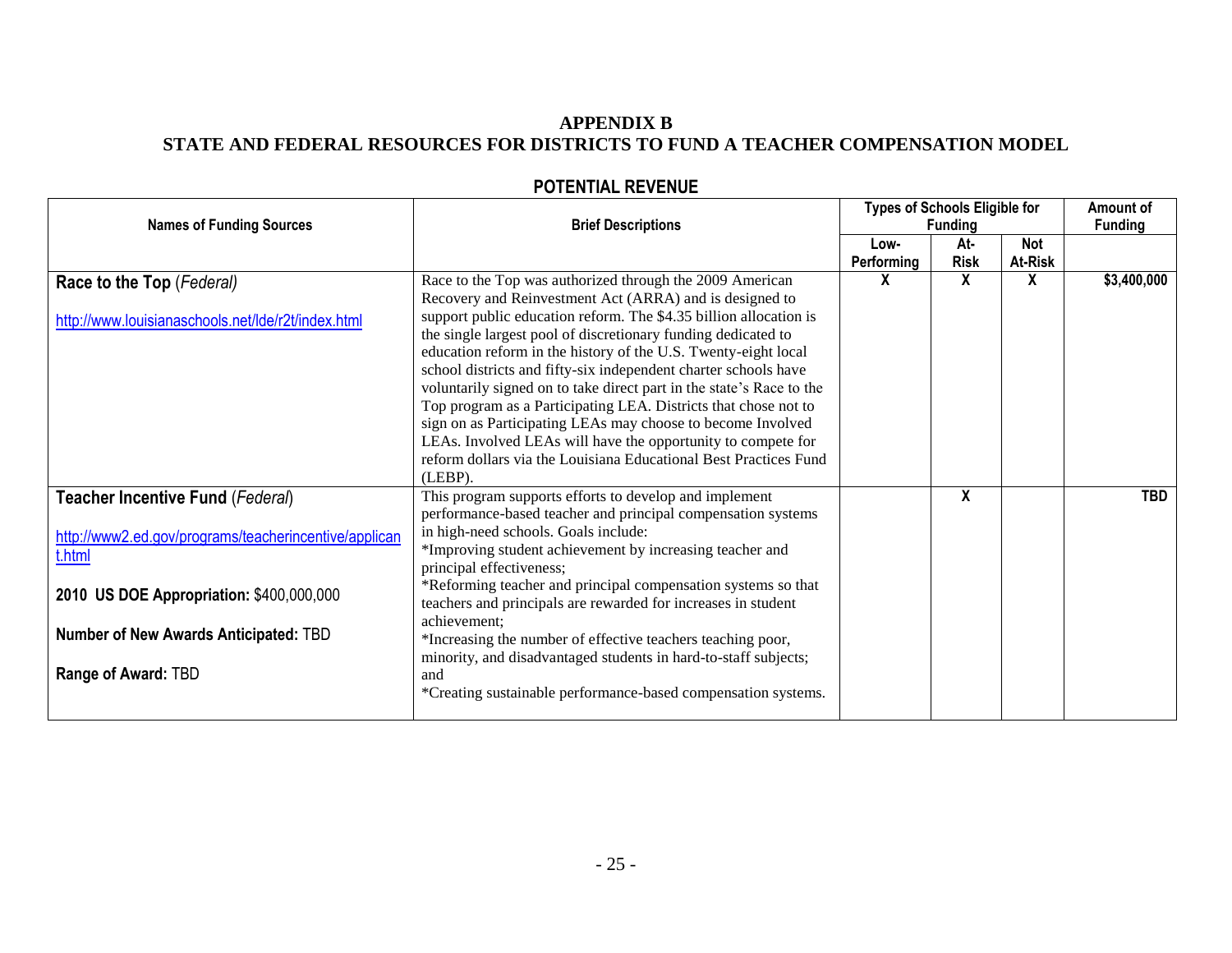# APPENDIX B
# STATE AND FEDERAL RESOURCES FOR DISTRICTS TO FUND A TEACHER COMPENSATION MODEL

## POTENTIAL REVENUE

| Names of Funding Sources | Brief Descriptions | Types of Schools Eligible for Funding | | | Amount of Funding |
|---|---|---|---|---|---|
| | | Low-Performing | At-Risk | Not At-Risk | |
| **Race to the Top** (*Federal*)<br><br>http://www.louisianaschools.net/lde/r2t/index.html | Race to the Top was authorized through the 2009 American Recovery and Reinvestment Act (ARRA) and is designed to support public education reform. The $4.35 billion allocation is the single largest pool of discretionary funding dedicated to education reform in the history of the U.S. Twenty-eight local school districts and fifty-six independent charter schools have voluntarily signed on to take direct part in the state's Race to the Top program as a Participating LEA. Districts that chose not to sign on as Participating LEAs may choose to become Involved LEAs. Involved LEAs will have the opportunity to compete for reform dollars via the Louisiana Educational Best Practices Fund (LEBP). | X | X | X | $3,400,000 |
| **Teacher Incentive Fund** (*Federal*)<br><br>http://www2.ed.gov/programs/teacherincentive/applicant.html<br><br>**2010 US DOE Appropriation:** $400,000,000<br><br>**Number of New Awards Anticipated:** TBD<br><br>**Range of Award:** TBD | This program supports efforts to develop and implement performance-based teacher and principal compensation systems in high-need schools. Goals include:<br>*Improving student achievement by increasing teacher and principal effectiveness;<br>*Reforming teacher and principal compensation systems so that teachers and principals are rewarded for increases in student achievement;<br>*Increasing the number of effective teachers teaching poor, minority, and disadvantaged students in hard-to-staff subjects; and<br>*Creating sustainable performance-based compensation systems. | | X | | TBD |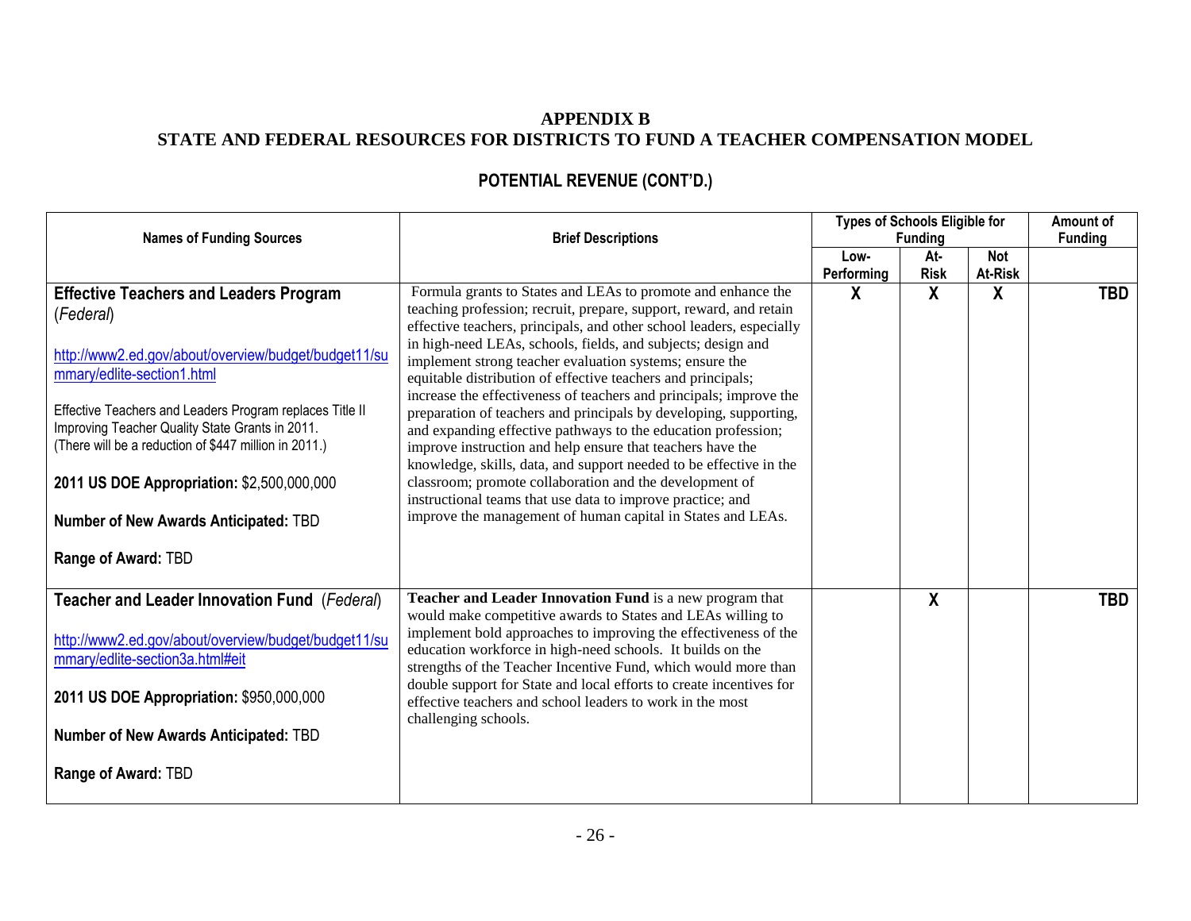## APPENDIX B
## STATE AND FEDERAL RESOURCES FOR DISTRICTS TO FUND A TEACHER COMPENSATION MODEL

### POTENTIAL REVENUE (CONT'D.)

| Names of Funding Sources | Brief Descriptions | Types of Schools Eligible for Funding | | | Amount of Funding |
|---|---|---|---|---|---|
| | | Low-Performing | At-Risk | Not At-Risk | |
| **Effective Teachers and Leaders Program** (*Federal*)<br><br>http://www2.ed.gov/about/overview/budget/budget11/summary/edlite-section1.html<br><br>Effective Teachers and Leaders Program replaces Title II Improving Teacher Quality State Grants in 2011. (There will be a reduction of $447 million in 2011.)<br><br>**2011 US DOE Appropriation:** $2,500,000,000<br><br>**Number of New Awards Anticipated:** TBD<br><br>**Range of Award:** TBD | Formula grants to States and LEAs to promote and enhance the teaching profession; recruit, prepare, support, reward, and retain effective teachers, principals, and other school leaders, especially in high-need LEAs, schools, fields, and subjects; design and implement strong teacher evaluation systems; ensure the equitable distribution of effective teachers and principals; increase the effectiveness of teachers and principals; improve the preparation of teachers and principals by developing, supporting, and expanding effective pathways to the education profession; improve instruction and help ensure that teachers have the knowledge, skills, data, and support needed to be effective in the classroom; promote collaboration and the development of instructional teams that use data to improve practice; and improve the management of human capital in States and LEAs. | **X** | **X** | **X** | **TBD** |
| **Teacher and Leader Innovation Fund** (*Federal*)<br><br>http://www2.ed.gov/about/overview/budget/budget11/summary/edlite-section3a.html#eit<br><br>**2011 US DOE Appropriation:** $950,000,000<br><br>**Number of New Awards Anticipated:** TBD<br><br>**Range of Award:** TBD | **Teacher and Leader Innovation Fund** is a new program that would make competitive awards to States and LEAs willing to implement bold approaches to improving the effectiveness of the education workforce in high-need schools. It builds on the strengths of the Teacher Incentive Fund, which would more than double support for State and local efforts to create incentives for effective teachers and school leaders to work in the most challenging schools. | | **X** | | **TBD** |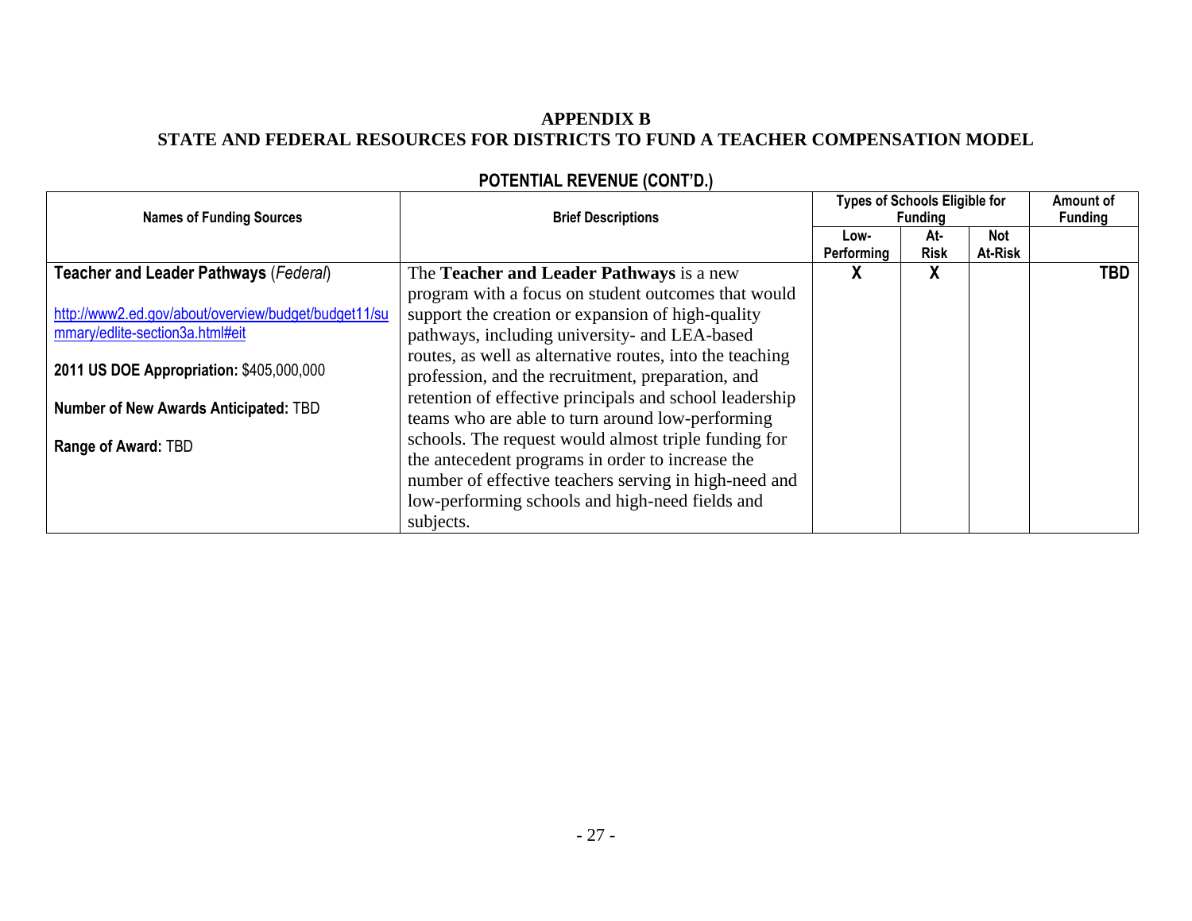**APPENDIX B**
**STATE AND FEDERAL RESOURCES FOR DISTRICTS TO FUND A TEACHER COMPENSATION MODEL**

**POTENTIAL REVENUE (CONT'D.)**

| Names of Funding Sources | Brief Descriptions | Types of Schools Eligible for Funding | | | Amount of Funding |
|---|---|---|---|---|---|
| | | Low-Performing | At-Risk | Not At-Risk | |
| **Teacher and Leader Pathways** (*Federal*)<br><br>http://www2.ed.gov/about/overview/budget/budget11/summary/edlite-section3a.html#eit<br><br>**2011 US DOE Appropriation:** $405,000,000<br><br>**Number of New Awards Anticipated:** TBD<br><br>**Range of Award:** TBD | The **Teacher and Leader Pathways** is a new program with a focus on student outcomes that would support the creation or expansion of high-quality pathways, including university- and LEA-based routes, as well as alternative routes, into the teaching profession, and the recruitment, preparation, and retention of effective principals and school leadership teams who are able to turn around low-performing schools. The request would almost triple funding for the antecedent programs in order to increase the number of effective teachers serving in high-need and low-performing schools and high-need fields and subjects. | **X** | **X** | | **TBD** |